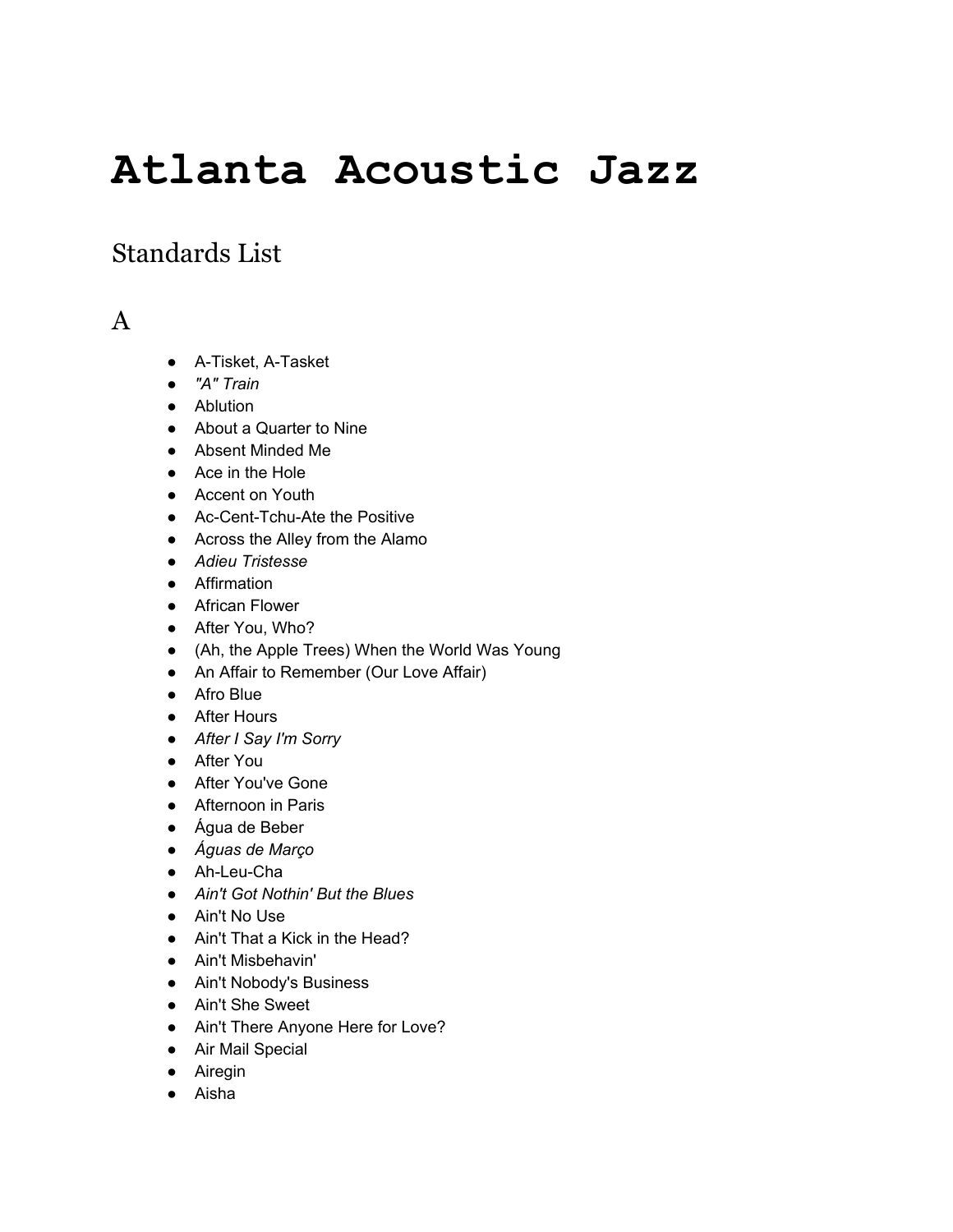# Atlanta Acoustic Jazz

## Standards List

## A

- A-Tisket, A-Tasket
- *"A" Train*
- Ablution
- About a Quarter to Nine
- Absent Minded Me
- Ace in the Hole
- Accent on Youth
- Ac-Cent-Tchu-Ate the Positive
- Across the Alley from the Alamo
- *Adieu Tristesse*
- Affirmation
- African Flower
- After You, Who?
- (Ah, the Apple Trees) When the World Was Young
- An Affair to Remember (Our Love Affair)
- Afro Blue
- After Hours
- *After I Say I'm Sorry*
- After You
- After You've Gone
- Afternoon in Paris
- Água de Beber
- *Águas de Março*
- Ah-Leu-Cha
- *Ain't Got Nothin' But the Blues*
- Ain't No Use
- Ain't That a Kick in the Head?
- Ain't Misbehavin'
- Ain't Nobody's Business
- Ain't She Sweet
- Ain't There Anyone Here for Love?
- Air Mail Special
- Airegin
- Aisha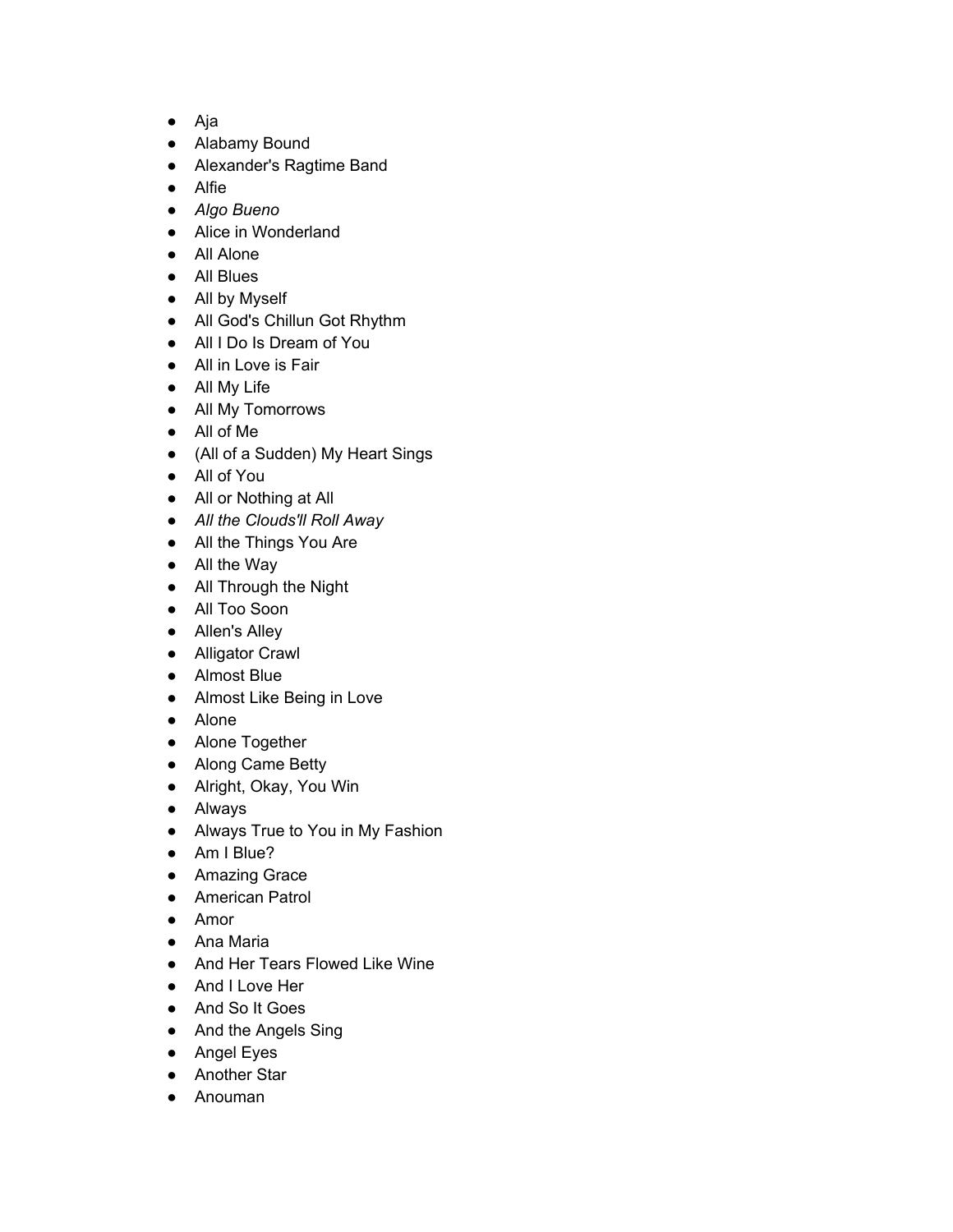- Aja
- Alabamy Bound
- Alexander's Ragtime Band
- Alfie
- *Algo Bueno*
- Alice in Wonderland
- All Alone
- All Blues
- All by Myself
- All God's Chillun Got Rhythm
- All I Do Is Dream of You
- All in Love is Fair
- All My Life
- All My Tomorrows
- All of Me
- (All of a Sudden) My Heart Sings
- All of You
- All or Nothing at All
- *All the Clouds'll Roll Away*
- All the Things You Are
- All the Way
- All Through the Night
- All Too Soon
- Allen's Alley
- Alligator Crawl
- Almost Blue
- Almost Like Being in Love
- Alone
- Alone Together
- Along Came Betty
- Alright, Okay, You Win
- Always
- Always True to You in My Fashion
- Am I Blue?
- Amazing Grace
- American Patrol
- Amor
- Ana Maria
- And Her Tears Flowed Like Wine
- And I Love Her
- And So It Goes
- And the Angels Sing
- Angel Eyes
- Another Star
- Anouman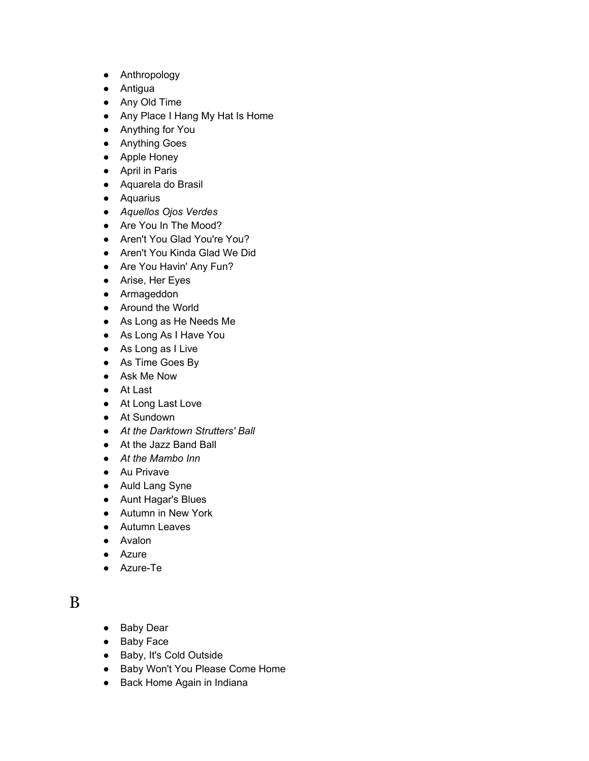- Anthropology
- Antigua
- Any Old Time
- Any Place I Hang My Hat Is Home
- Anything for You
- Anything Goes
- Apple Honey
- April in Paris
- Aquarela do Brasil
- Aquarius
- *Aquellos Ojos Verdes*
- Are You In The Mood?
- Aren't You Glad You're You?
- Aren't You Kinda Glad We Did
- Are You Havin' Any Fun?
- Arise, Her Eyes
- Armageddon
- Around the World
- As Long as He Needs Me
- As Long As I Have You
- As Long as I Live
- As Time Goes By
- Ask Me Now
- At Last
- At Long Last Love
- At Sundown
- *At the Darktown Strutters' Ball*
- At the Jazz Band Ball
- *At the Mambo Inn*
- Au Privave
- Auld Lang Syne
- Aunt Hagar's Blues
- Autumn in New York
- Autumn Leaves
- Avalon
- Azure
- Azure-Te

# B

- Baby Dear
- Baby Face
- Baby, It's Cold Outside
- Baby Won't You Please Come Home
- Back Home Again in Indiana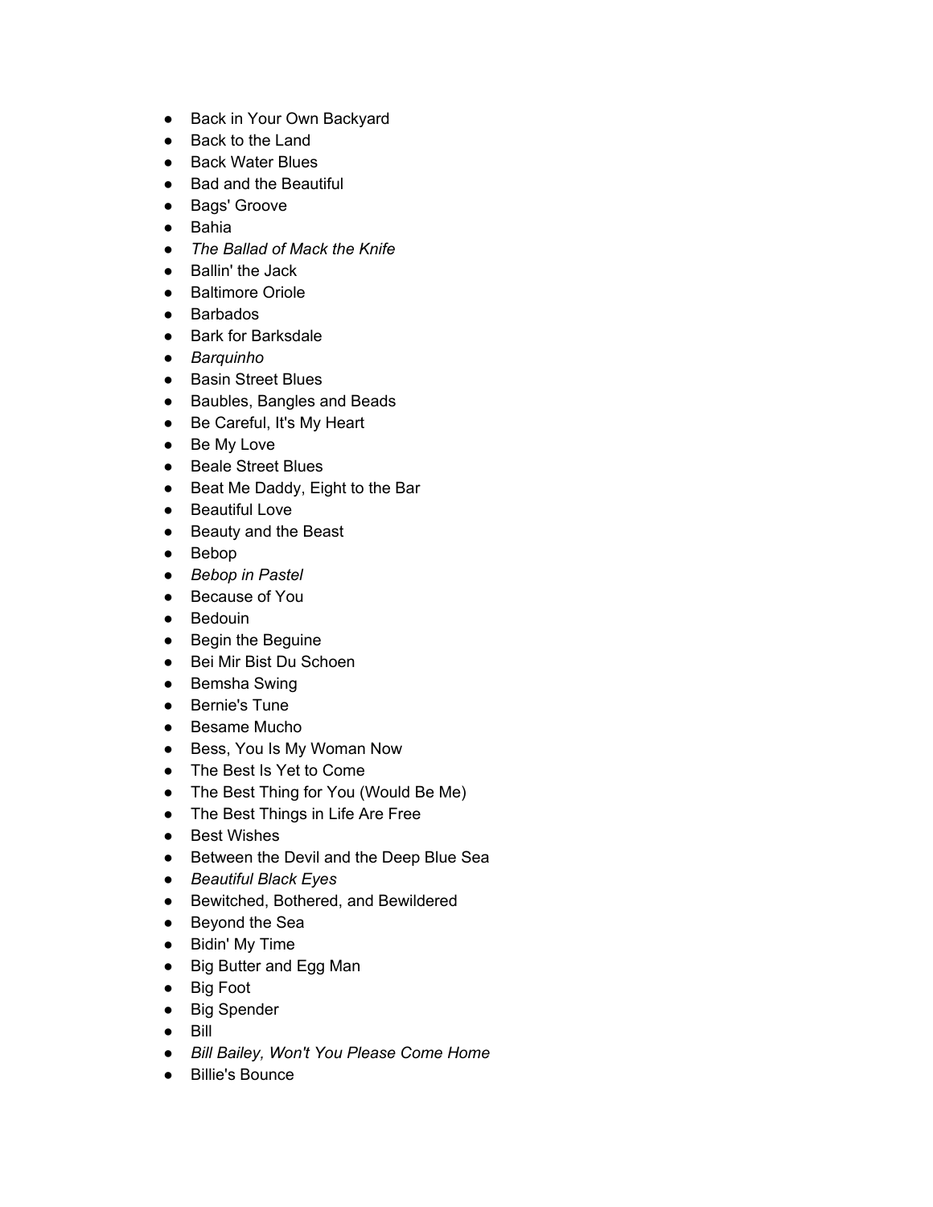- Back in Your Own Backyard
- Back to the Land
- Back Water Blues
- Bad and the Beautiful
- Bags' Groove
- Bahia
- *The Ballad of Mack the Knife*
- Ballin' the Jack
- Baltimore Oriole
- Barbados
- Bark for Barksdale
- *Barquinho*
- Basin Street Blues
- Baubles, Bangles and Beads
- Be Careful, It's My Heart
- Be My Love
- Beale Street Blues
- Beat Me Daddy, Eight to the Bar
- Beautiful Love
- Beauty and the Beast
- Bebop
- *Bebop in Pastel*
- Because of You
- Bedouin
- Begin the Beguine
- Bei Mir Bist Du Schoen
- Bemsha Swing
- Bernie's Tune
- Besame Mucho
- Bess, You Is My Woman Now
- The Best Is Yet to Come
- The Best Thing for You (Would Be Me)
- The Best Things in Life Are Free
- Best Wishes
- Between the Devil and the Deep Blue Sea
- *Beautiful Black Eyes*
- Bewitched, Bothered, and Bewildered
- Beyond the Sea
- Bidin' My Time
- Big Butter and Egg Man
- Big Foot
- Big Spender
- Bill
- *Bill Bailey, Won't You Please Come Home*
- Billie's Bounce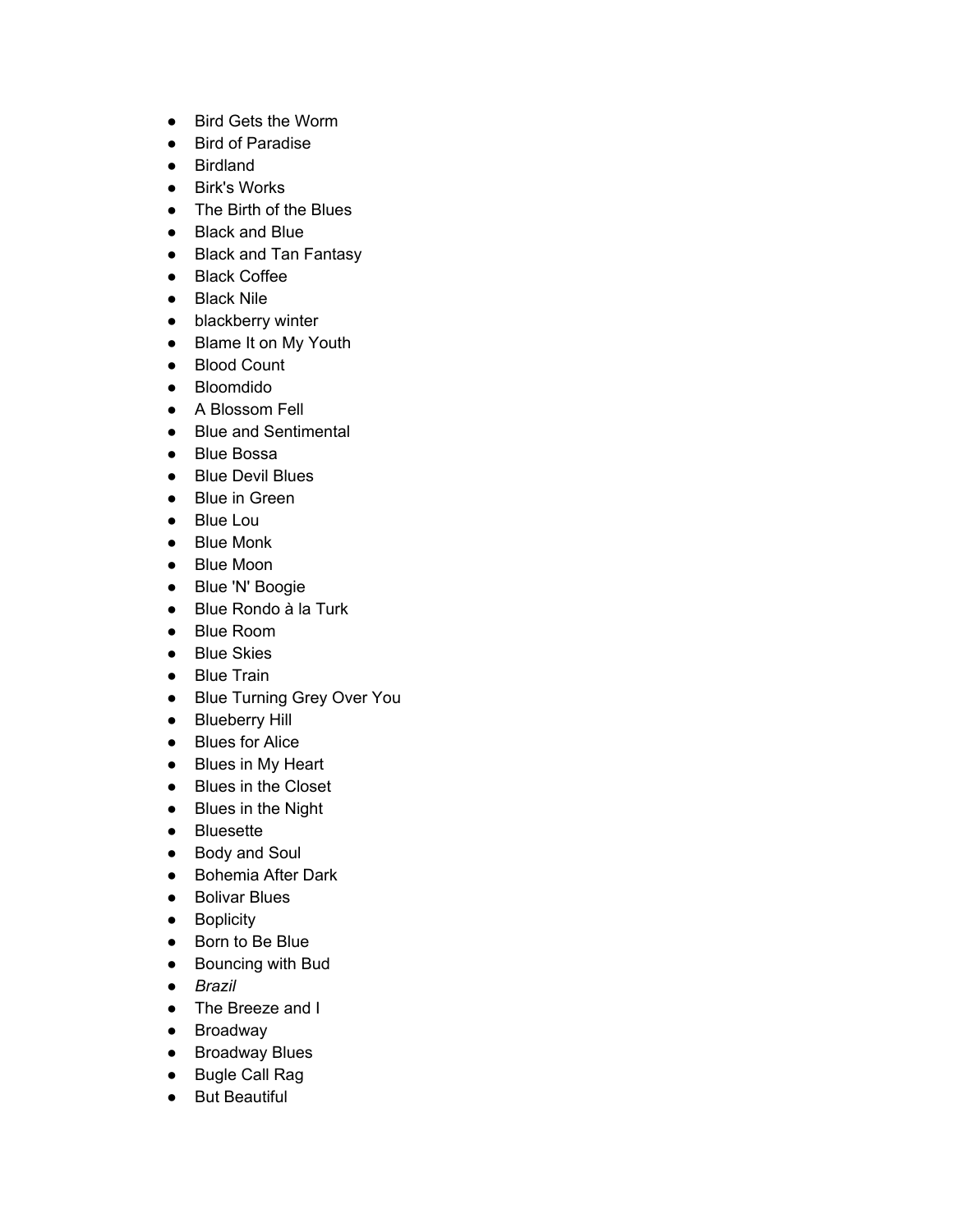- Bird Gets the Worm
- Bird of Paradise
- Birdland
- Birk's Works
- The Birth of the Blues
- Black and Blue
- Black and Tan Fantasy
- Black Coffee
- Black Nile
- blackberry winter
- Blame It on My Youth
- Blood Count
- Bloomdido
- A Blossom Fell
- Blue and Sentimental
- Blue Bossa
- Blue Devil Blues
- Blue in Green
- Blue Lou
- Blue Monk
- Blue Moon
- Blue 'N' Boogie
- Blue Rondo à la Turk
- Blue Room
- Blue Skies
- Blue Train
- Blue Turning Grey Over You
- Blueberry Hill
- Blues for Alice
- Blues in My Heart
- Blues in the Closet
- Blues in the Night
- Bluesette
- Body and Soul
- Bohemia After Dark
- Bolivar Blues
- Boplicity
- Born to Be Blue
- Bouncing with Bud
- *Brazil*
- The Breeze and I
- Broadway
- Broadway Blues
- Bugle Call Rag
- But Beautiful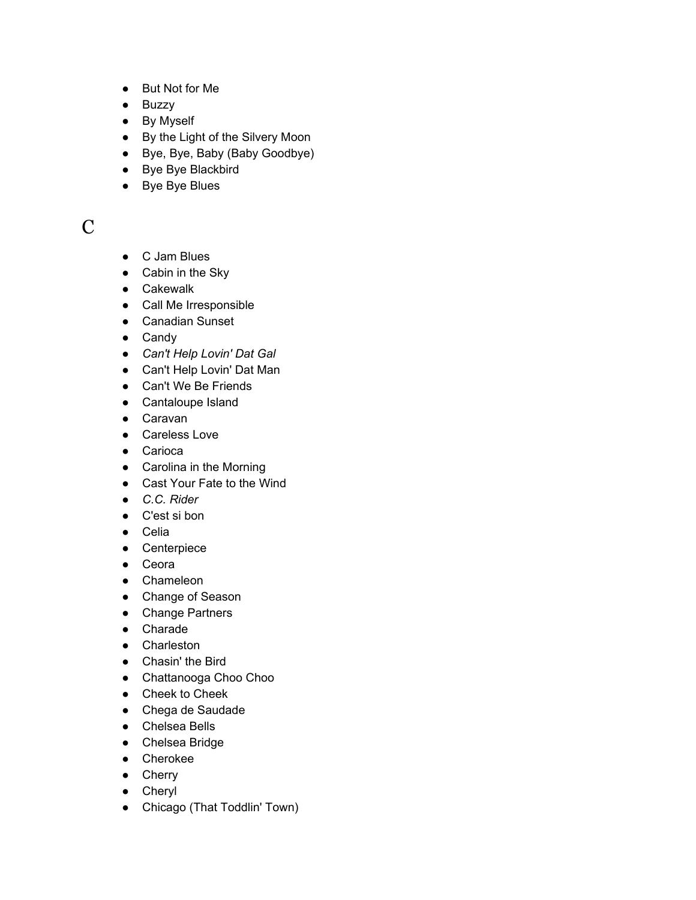- But Not for Me
- Buzzy
- By Myself
- By the Light of the Silvery Moon
- Bye, Bye, Baby (Baby Goodbye)
- Bye Bye Blackbird
- Bye Bye Blues

# C

- C Jam Blues
- Cabin in the Sky
- Cakewalk
- Call Me Irresponsible
- Canadian Sunset
- Candy
- *Can't Help Lovin' Dat Gal*
- Can't Help Lovin' Dat Man
- Can't We Be Friends
- Cantaloupe Island
- Caravan
- Careless Love
- Carioca
- Carolina in the Morning
- Cast Your Fate to the Wind
- *C.C. Rider*
- C'est si bon
- Celia
- Centerpiece
- Ceora
- Chameleon
- Change of Season
- Change Partners
- Charade
- Charleston
- Chasin' the Bird
- Chattanooga Choo Choo
- Cheek to Cheek
- Chega de Saudade
- Chelsea Bells
- Chelsea Bridge
- Cherokee
- Cherry
- Cheryl
- Chicago (That Toddlin' Town)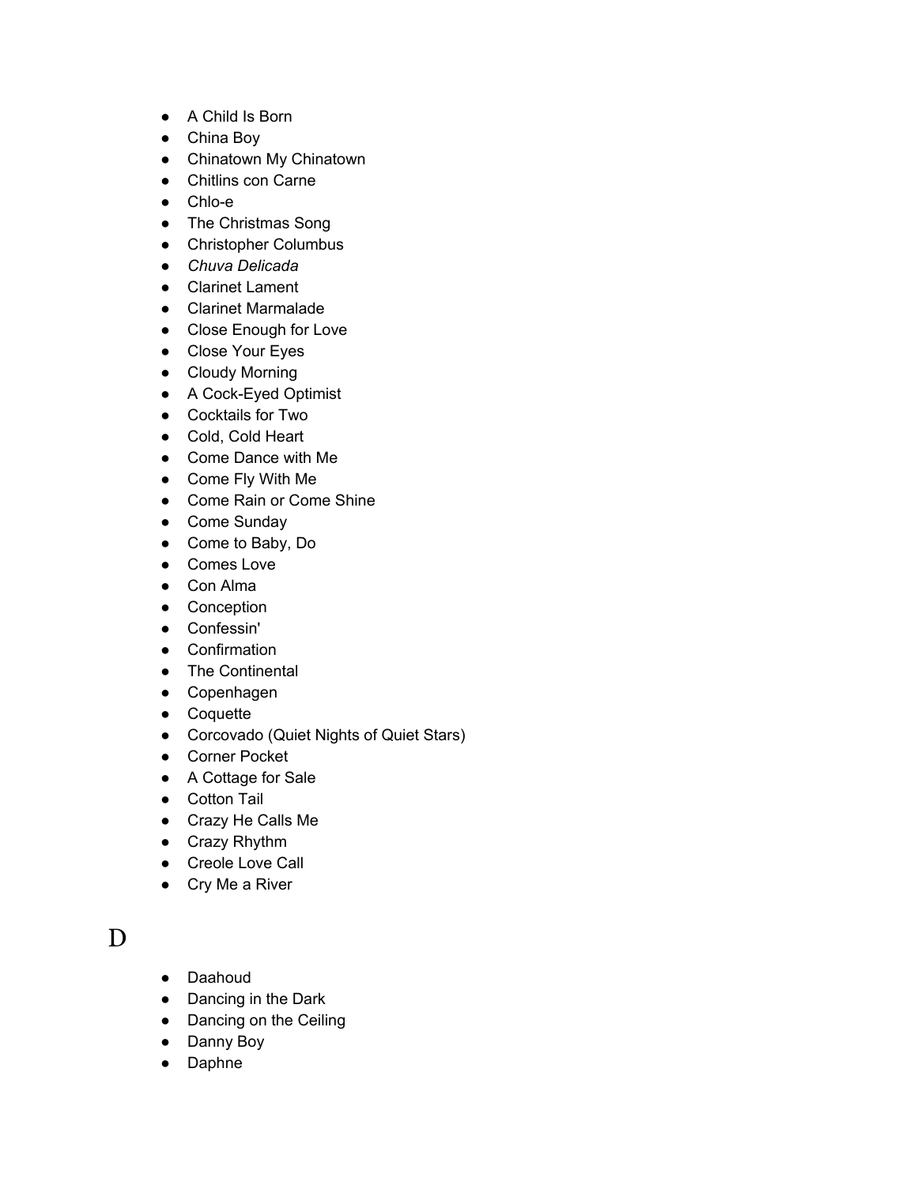- A Child Is Born
- China Boy
- Chinatown My Chinatown
- Chitlins con Carne
- Chlo-e
- The Christmas Song
- Christopher Columbus
- *Chuva Delicada*
- Clarinet Lament
- Clarinet Marmalade
- Close Enough for Love
- Close Your Eyes
- Cloudy Morning
- A Cock-Eyed Optimist
- Cocktails for Two
- Cold, Cold Heart
- Come Dance with Me
- Come Fly With Me
- Come Rain or Come Shine
- Come Sunday
- Come to Baby, Do
- Comes Love
- Con Alma
- Conception
- Confessin'
- Confirmation
- The Continental
- Copenhagen
- Coquette
- Corcovado (Quiet Nights of Quiet Stars)
- Corner Pocket
- A Cottage for Sale
- Cotton Tail
- Crazy He Calls Me
- Crazy Rhythm
- Creole Love Call
- Cry Me a River

# D

- Daahoud
- Dancing in the Dark
- Dancing on the Ceiling
- Danny Boy
- Daphne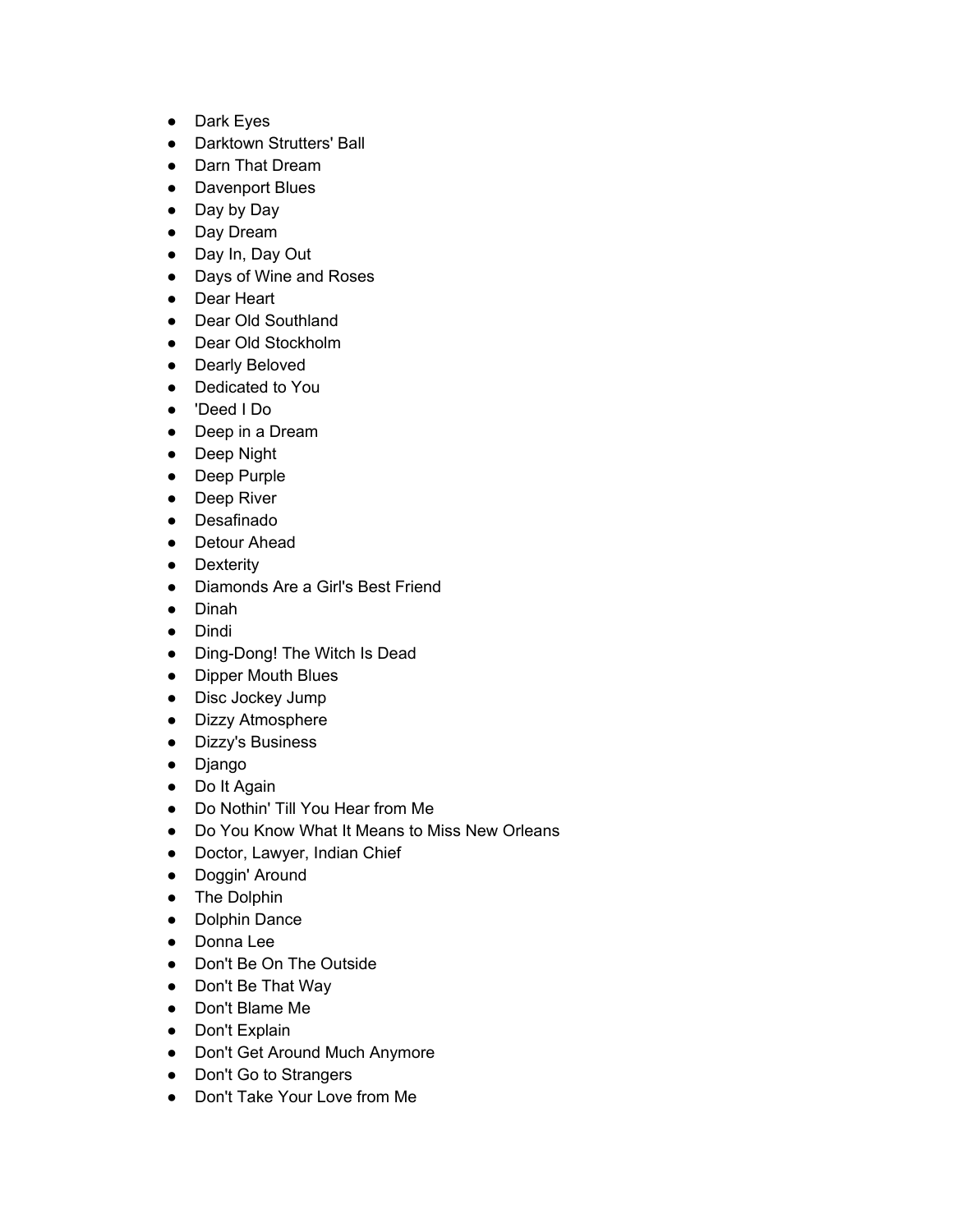- Dark Eyes
- Darktown Strutters' Ball
- Darn That Dream
- Davenport Blues
- Day by Day
- Day Dream
- Day In, Day Out
- Days of Wine and Roses
- Dear Heart
- Dear Old Southland
- Dear Old Stockholm
- Dearly Beloved
- Dedicated to You
- 'Deed I Do
- Deep in a Dream
- Deep Night
- Deep Purple
- Deep River
- Desafinado
- Detour Ahead
- Dexterity
- Diamonds Are a Girl's Best Friend
- Dinah
- Dindi
- Ding-Dong! The Witch Is Dead
- Dipper Mouth Blues
- Disc Jockey Jump
- Dizzy Atmosphere
- Dizzy's Business
- Django
- Do It Again
- Do Nothin' Till You Hear from Me
- Do You Know What It Means to Miss New Orleans
- Doctor, Lawyer, Indian Chief
- Doggin' Around
- The Dolphin
- Dolphin Dance
- Donna Lee
- Don't Be On The Outside
- Don't Be That Way
- Don't Blame Me
- Don't Explain
- Don't Get Around Much Anymore
- Don't Go to Strangers
- Don't Take Your Love from Me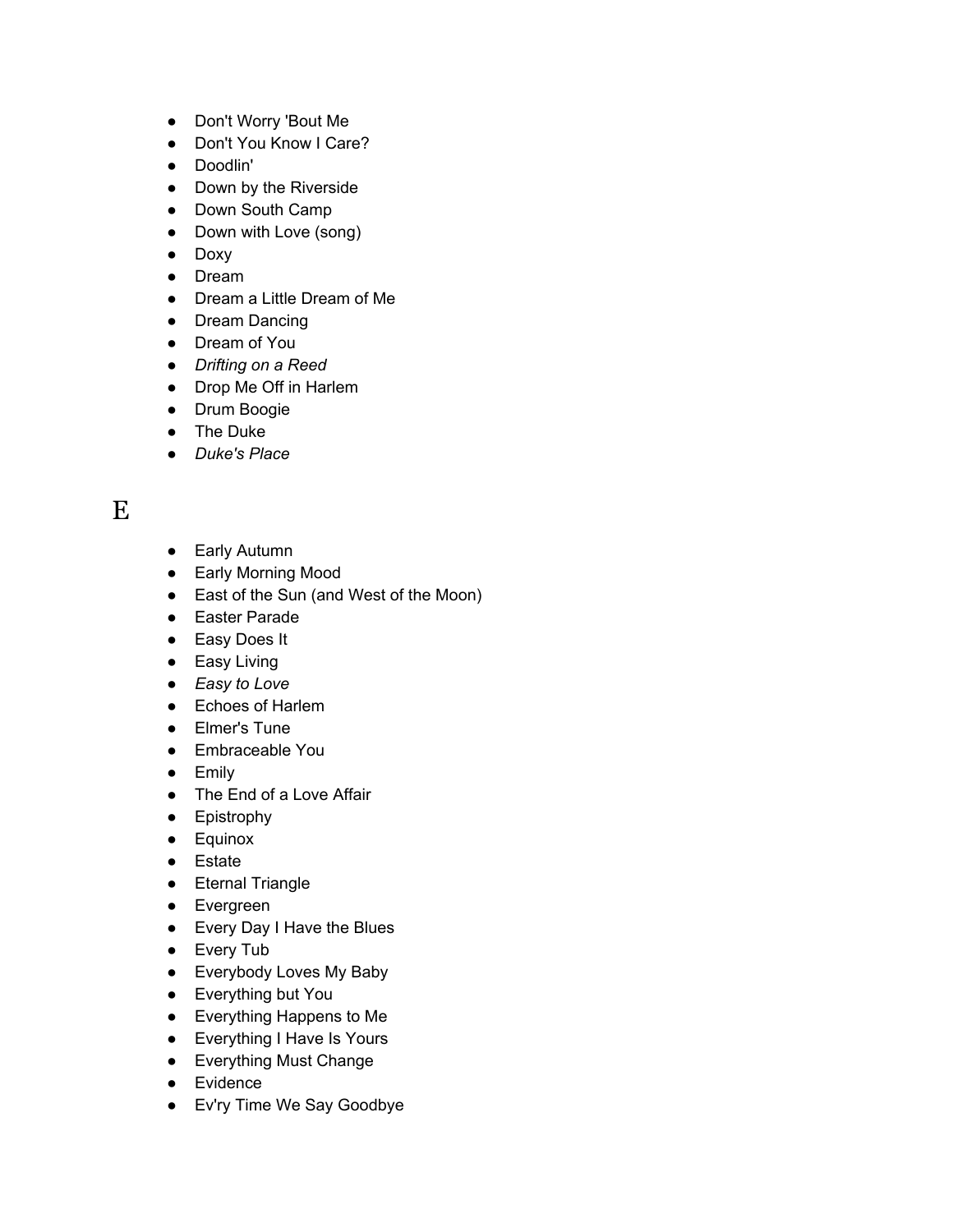- Don't Worry 'Bout Me
- Don't You Know I Care?
- Doodlin'
- Down by the Riverside
- Down South Camp
- Down with Love (song)
- Doxy
- Dream
- Dream a Little Dream of Me
- Dream Dancing
- Dream of You
- *Drifting on a Reed*
- Drop Me Off in Harlem
- Drum Boogie
- The Duke
- *Duke's Place*

## E

- Early Autumn
- Early Morning Mood
- East of the Sun (and West of the Moon)
- Easter Parade
- Easy Does It
- Easy Living
- *Easy to Love*
- Echoes of Harlem
- Elmer's Tune
- Embraceable You
- Emily
- The End of a Love Affair
- Epistrophy
- Equinox
- Estate
- Eternal Triangle
- Evergreen
- Every Day I Have the Blues
- Every Tub
- Everybody Loves My Baby
- Everything but You
- Everything Happens to Me
- Everything I Have Is Yours
- Everything Must Change
- Evidence
- Ev'ry Time We Say Goodbye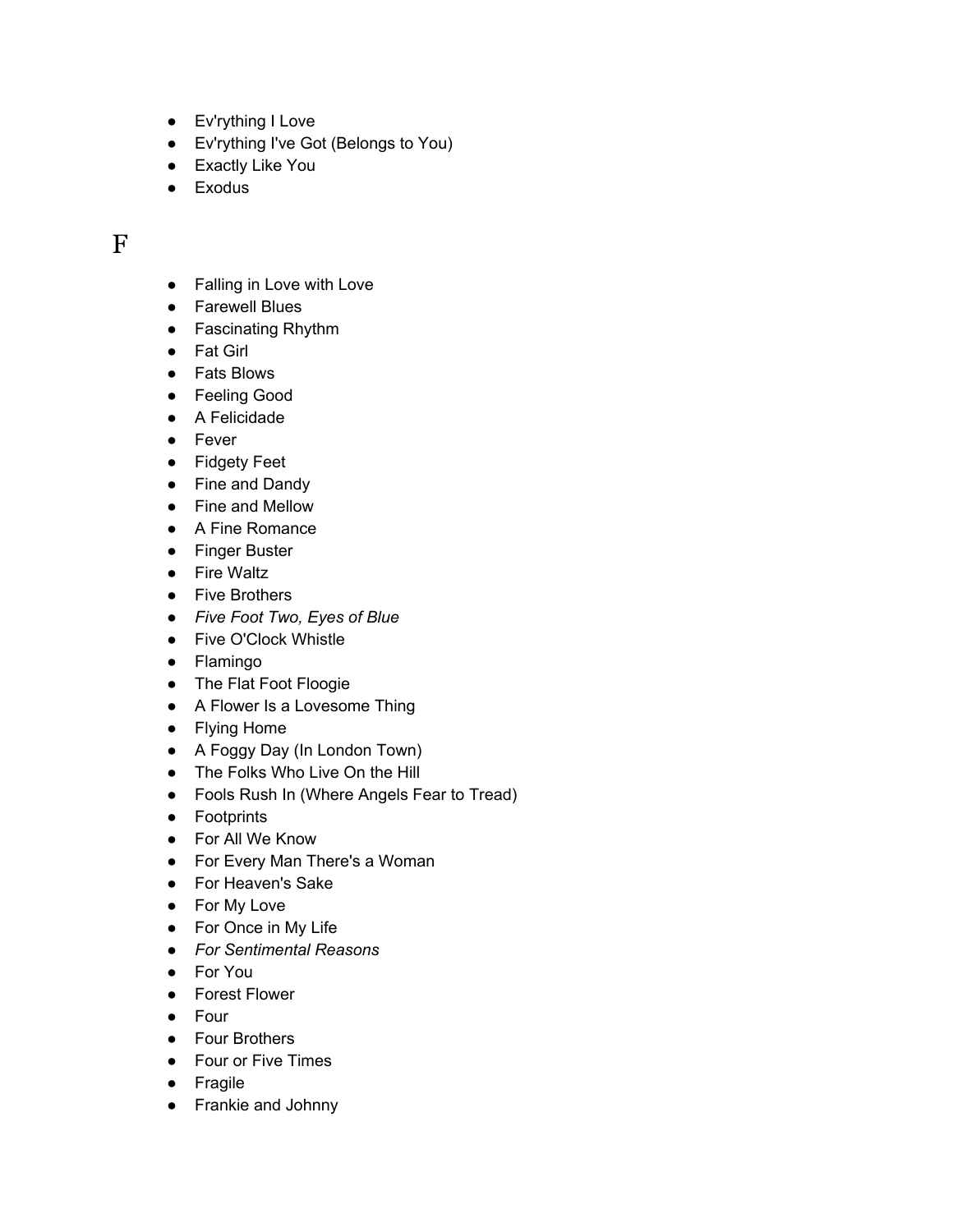- Ev'rything I Love
- Ev'rything I've Got (Belongs to You)
- Exactly Like You
- Exodus

# F

- Falling in Love with Love
- Farewell Blues
- Fascinating Rhythm
- Fat Girl
- Fats Blows
- Feeling Good
- A Felicidade
- Fever
- Fidgety Feet
- Fine and Dandy
- Fine and Mellow
- A Fine Romance
- Finger Buster
- Fire Waltz
- Five Brothers
- *Five Foot Two, Eyes of Blue*
- Five O'Clock Whistle
- Flamingo
- The Flat Foot Floogie
- A Flower Is a Lovesome Thing
- Flying Home
- A Foggy Day (In London Town)
- The Folks Who Live On the Hill
- Fools Rush In (Where Angels Fear to Tread)
- Footprints
- For All We Know
- For Every Man There's a Woman
- For Heaven's Sake
- For My Love
- For Once in My Life
- *For Sentimental Reasons*
- For You
- Forest Flower
- Four
- Four Brothers
- Four or Five Times
- Fragile
- Frankie and Johnny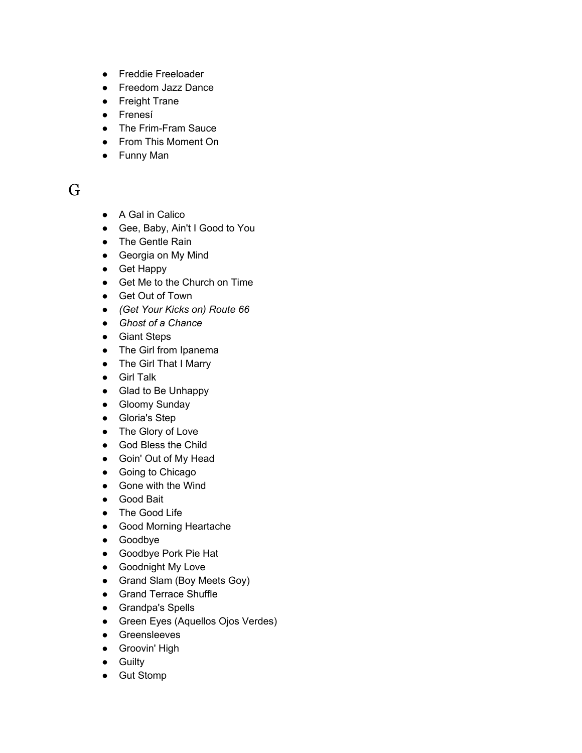- Freddie Freeloader
- Freedom Jazz Dance
- Freight Trane
- Frenesí
- The Frim-Fram Sauce
- From This Moment On
- Funny Man

## G

- A Gal in Calico
- Gee, Baby, Ain't I Good to You
- The Gentle Rain
- Georgia on My Mind
- Get Happy
- Get Me to the Church on Time
- Get Out of Town
- *(Get Your Kicks on) Route 66*
- *Ghost of a Chance*
- Giant Steps
- The Girl from Ipanema
- The Girl That I Marry
- Girl Talk
- Glad to Be Unhappy
- Gloomy Sunday
- Gloria's Step
- The Glory of Love
- God Bless the Child
- Goin' Out of My Head
- Going to Chicago
- Gone with the Wind
- Good Bait
- The Good Life
- Good Morning Heartache
- Goodbye
- Goodbye Pork Pie Hat
- Goodnight My Love
- Grand Slam (Boy Meets Goy)
- Grand Terrace Shuffle
- Grandpa's Spells
- Green Eyes (Aquellos Ojos Verdes)
- Greensleeves
- Groovin' High
- Guilty
- Gut Stomp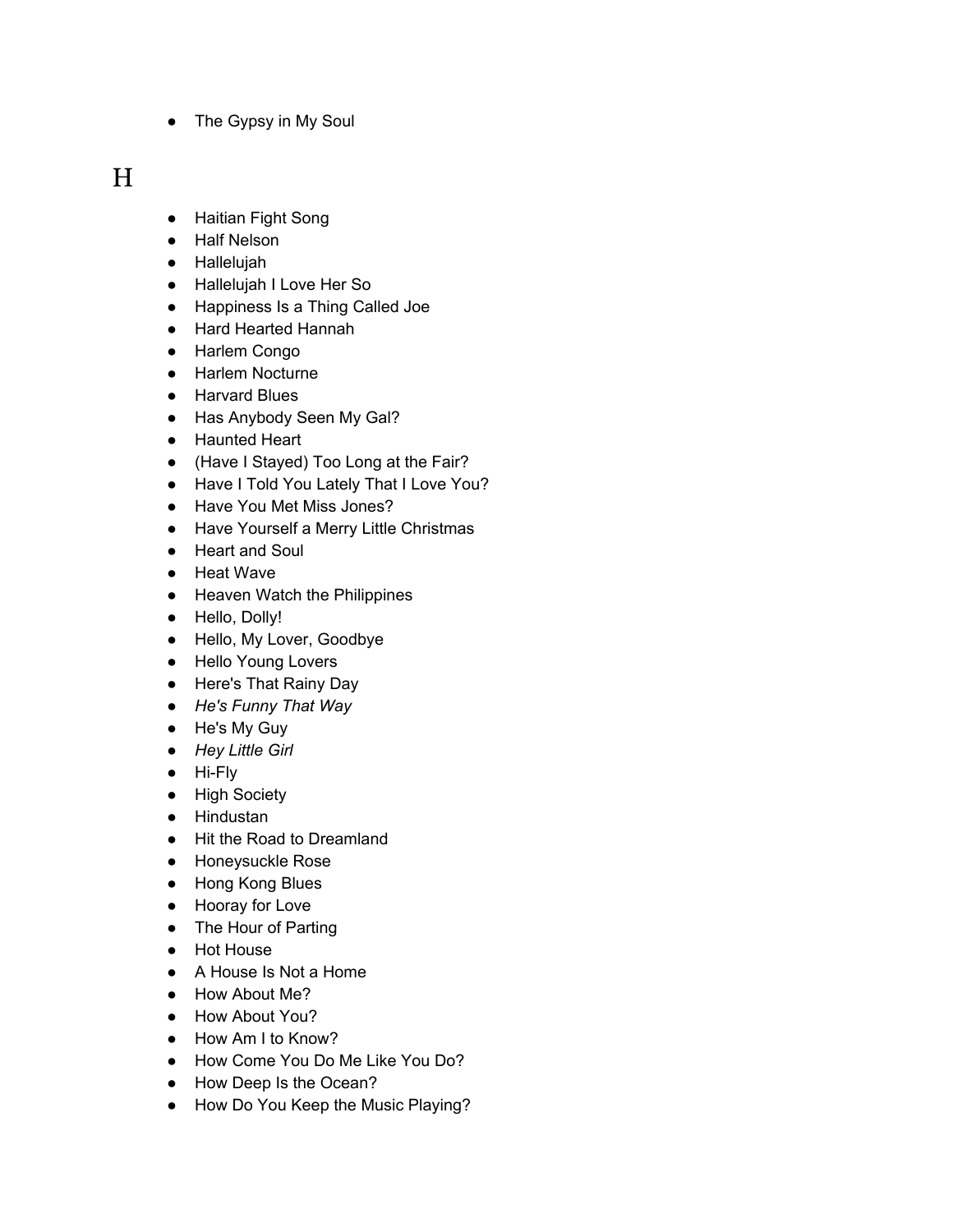- The Gypsy in My Soul

# H

- Haitian Fight Song
- Half Nelson
- Hallelujah
- Hallelujah I Love Her So
- Happiness Is a Thing Called Joe
- Hard Hearted Hannah
- Harlem Congo
- Harlem Nocturne
- Harvard Blues
- Has Anybody Seen My Gal?
- Haunted Heart
- (Have I Stayed) Too Long at the Fair?
- Have I Told You Lately That I Love You?
- Have You Met Miss Jones?
- Have Yourself a Merry Little Christmas
- Heart and Soul
- Heat Wave
- Heaven Watch the Philippines
- Hello, Dolly!
- Hello, My Lover, Goodbye
- Hello Young Lovers
- Here's That Rainy Day
- *He's Funny That Way*
- He's My Guy
- *Hey Little Girl*
- Hi-Fly
- High Society
- Hindustan
- Hit the Road to Dreamland
- Honeysuckle Rose
- Hong Kong Blues
- Hooray for Love
- The Hour of Parting
- Hot House
- A House Is Not a Home
- How About Me?
- How About You?
- How Am I to Know?
- How Come You Do Me Like You Do?
- How Deep Is the Ocean?
- How Do You Keep the Music Playing?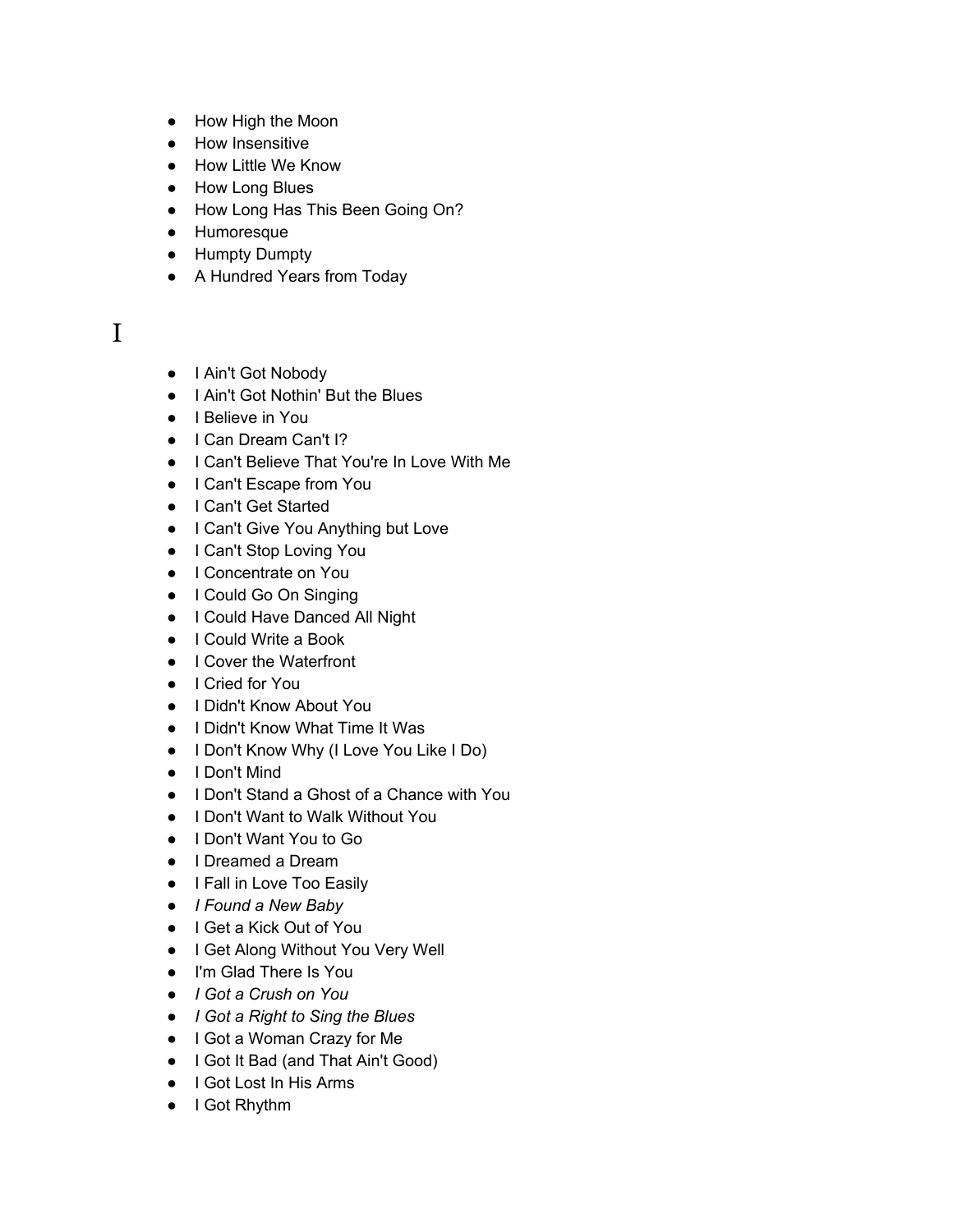- How High the Moon
- How Insensitive
- How Little We Know
- How Long Blues
- How Long Has This Been Going On?
- Humoresque
- Humpty Dumpty
- A Hundred Years from Today

# I

- I Ain't Got Nobody
- I Ain't Got Nothin' But the Blues
- I Believe in You
- I Can Dream Can't I?
- I Can't Believe That You're In Love With Me
- I Can't Escape from You
- I Can't Get Started
- I Can't Give You Anything but Love
- I Can't Stop Loving You
- I Concentrate on You
- I Could Go On Singing
- I Could Have Danced All Night
- I Could Write a Book
- I Cover the Waterfront
- I Cried for You
- I Didn't Know About You
- I Didn't Know What Time It Was
- I Don't Know Why (I Love You Like I Do)
- I Don't Mind
- I Don't Stand a Ghost of a Chance with You
- I Don't Want to Walk Without You
- I Don't Want You to Go
- I Dreamed a Dream
- I Fall in Love Too Easily
- *I Found a New Baby*
- I Get a Kick Out of You
- I Get Along Without You Very Well
- I'm Glad There Is You
- *I Got a Crush on You*
- *I Got a Right to Sing the Blues*
- I Got a Woman Crazy for Me
- I Got It Bad (and That Ain't Good)
- I Got Lost In His Arms
- I Got Rhythm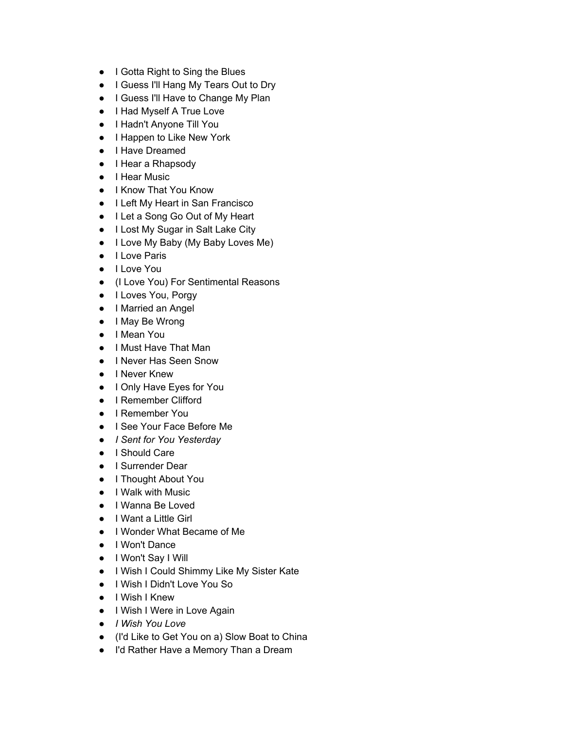- I Gotta Right to Sing the Blues
- I Guess I'll Hang My Tears Out to Dry
- I Guess I'll Have to Change My Plan
- I Had Myself A True Love
- I Hadn't Anyone Till You
- I Happen to Like New York
- I Have Dreamed
- I Hear a Rhapsody
- I Hear Music
- I Know That You Know
- I Left My Heart in San Francisco
- I Let a Song Go Out of My Heart
- I Lost My Sugar in Salt Lake City
- I Love My Baby (My Baby Loves Me)
- I Love Paris
- I Love You
- (I Love You) For Sentimental Reasons
- I Loves You, Porgy
- I Married an Angel
- I May Be Wrong
- I Mean You
- I Must Have That Man
- I Never Has Seen Snow
- I Never Knew
- I Only Have Eyes for You
- I Remember Clifford
- I Remember You
- I See Your Face Before Me
- *I Sent for You Yesterday*
- I Should Care
- I Surrender Dear
- I Thought About You
- I Walk with Music
- I Wanna Be Loved
- I Want a Little Girl
- I Wonder What Became of Me
- I Won't Dance
- I Won't Say I Will
- I Wish I Could Shimmy Like My Sister Kate
- I Wish I Didn't Love You So
- I Wish I Knew
- I Wish I Were in Love Again
- *I Wish You Love*
- (I'd Like to Get You on a) Slow Boat to China
- I'd Rather Have a Memory Than a Dream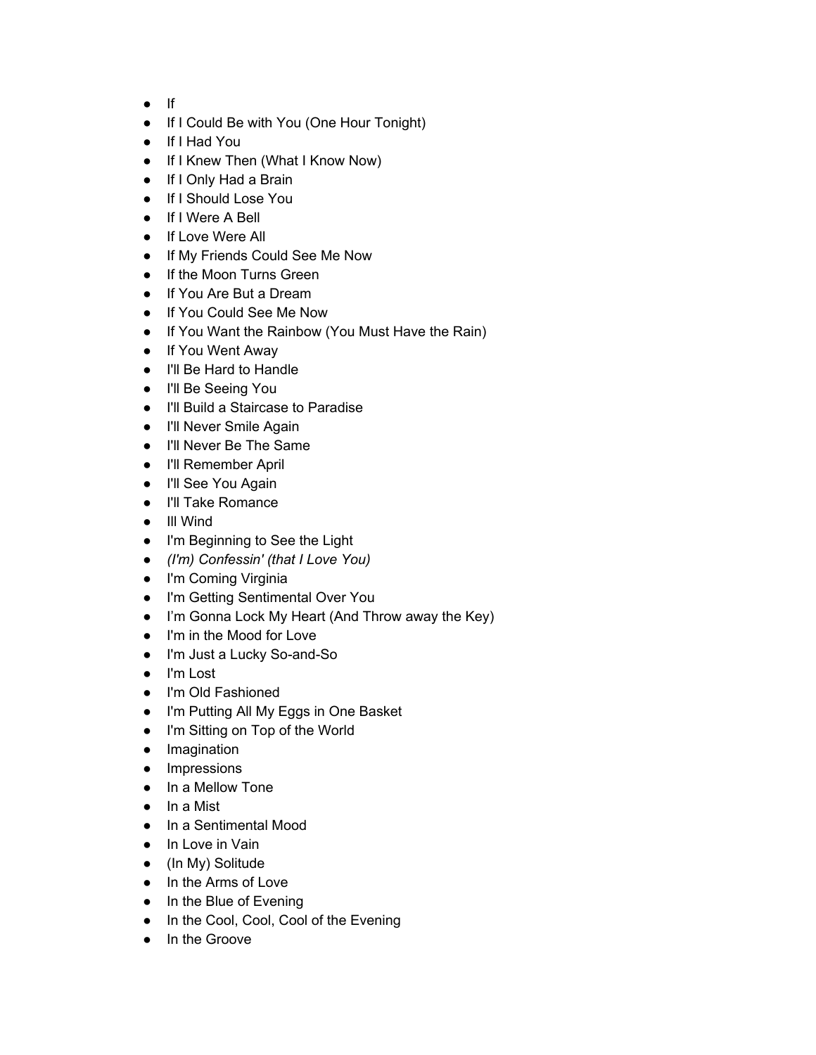- If
- If I Could Be with You (One Hour Tonight)
- If I Had You
- If I Knew Then (What I Know Now)
- If I Only Had a Brain
- If I Should Lose You
- If I Were A Bell
- If Love Were All
- If My Friends Could See Me Now
- If the Moon Turns Green
- If You Are But a Dream
- If You Could See Me Now
- If You Want the Rainbow (You Must Have the Rain)
- If You Went Away
- I'll Be Hard to Handle
- I'll Be Seeing You
- I'll Build a Staircase to Paradise
- I'll Never Smile Again
- I'll Never Be The Same
- I'll Remember April
- I'll See You Again
- I'll Take Romance
- Ill Wind
- I'm Beginning to See the Light
- *(I'm) Confessin' (that I Love You)*
- I'm Coming Virginia
- I'm Getting Sentimental Over You
- I'm Gonna Lock My Heart (And Throw away the Key)
- I'm in the Mood for Love
- I'm Just a Lucky So-and-So
- I'm Lost
- I'm Old Fashioned
- I'm Putting All My Eggs in One Basket
- I'm Sitting on Top of the World
- Imagination
- Impressions
- In a Mellow Tone
- In a Mist
- In a Sentimental Mood
- In Love in Vain
- (In My) Solitude
- In the Arms of Love
- In the Blue of Evening
- In the Cool, Cool, Cool of the Evening
- In the Groove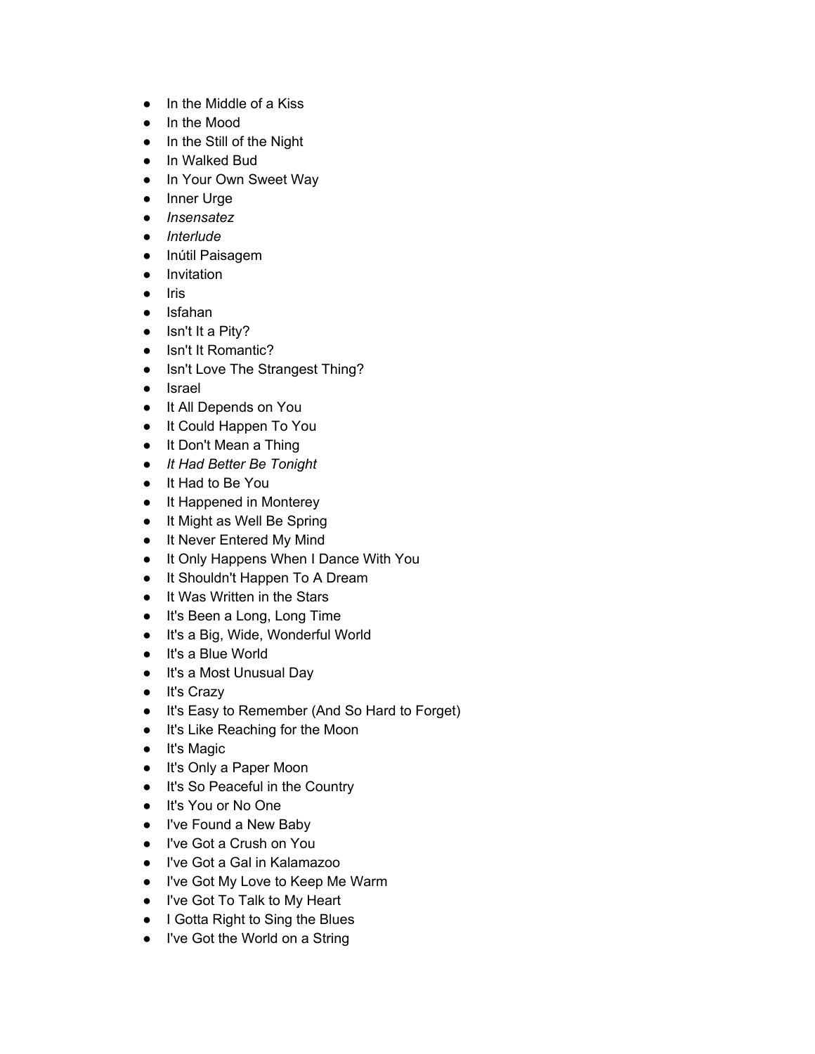- In the Middle of a Kiss
- In the Mood
- In the Still of the Night
- In Walked Bud
- In Your Own Sweet Way
- Inner Urge
- *Insensatez*
- *Interlude*
- Inútil Paisagem
- Invitation
- Iris
- Isfahan
- Isn't It a Pity?
- Isn't It Romantic?
- Isn't Love The Strangest Thing?
- Israel
- It All Depends on You
- It Could Happen To You
- It Don't Mean a Thing
- *It Had Better Be Tonight*
- It Had to Be You
- It Happened in Monterey
- It Might as Well Be Spring
- It Never Entered My Mind
- It Only Happens When I Dance With You
- It Shouldn't Happen To A Dream
- It Was Written in the Stars
- It's Been a Long, Long Time
- It's a Big, Wide, Wonderful World
- It's a Blue World
- It's a Most Unusual Day
- It's Crazy
- It's Easy to Remember (And So Hard to Forget)
- It's Like Reaching for the Moon
- It's Magic
- It's Only a Paper Moon
- It's So Peaceful in the Country
- It's You or No One
- I've Found a New Baby
- I've Got a Crush on You
- I've Got a Gal in Kalamazoo
- I've Got My Love to Keep Me Warm
- I've Got To Talk to My Heart
- I Gotta Right to Sing the Blues
- I've Got the World on a String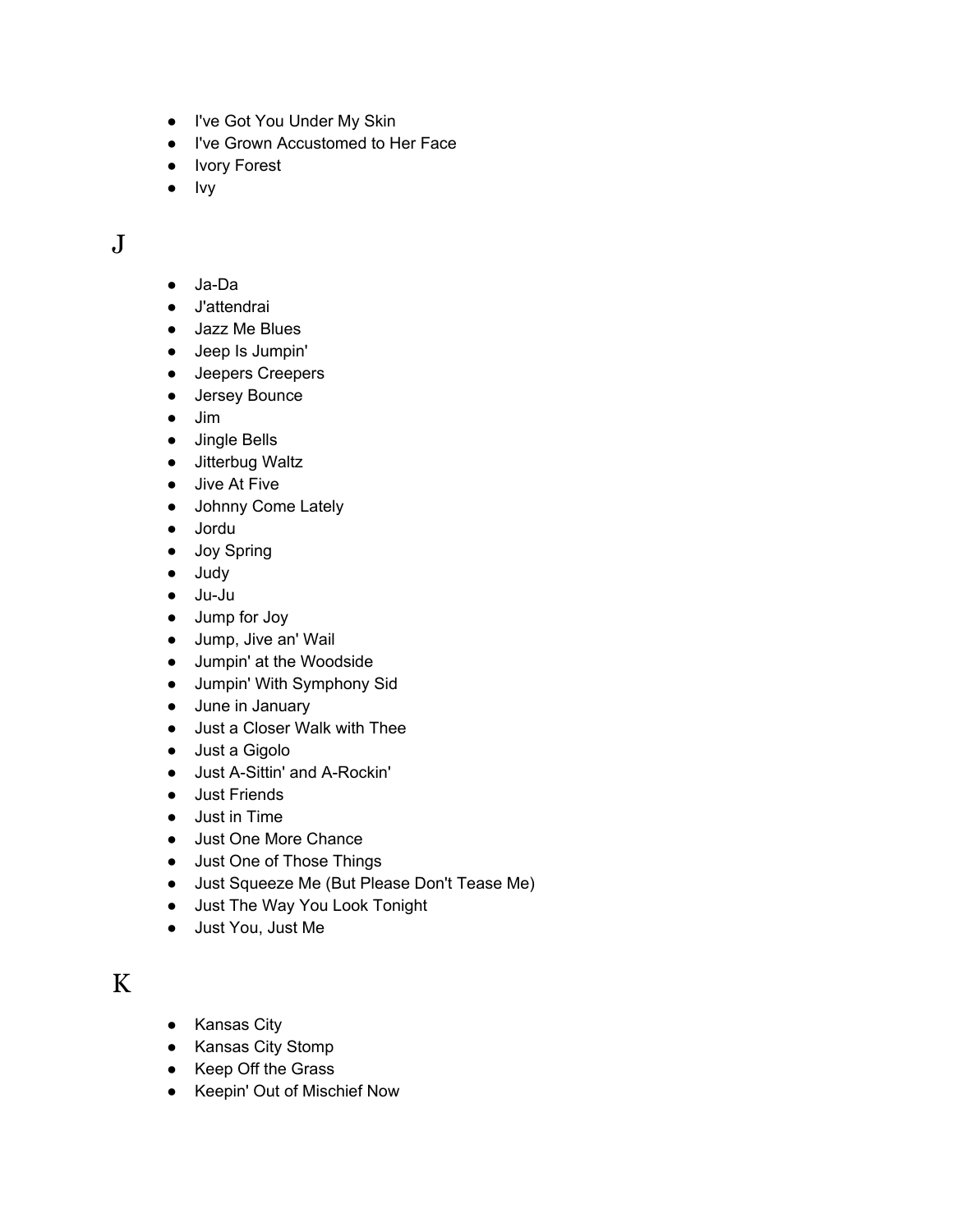- I've Got You Under My Skin
- I've Grown Accustomed to Her Face
- Ivory Forest
- Ivy

## J

- Ja-Da
- J'attendrai
- Jazz Me Blues
- Jeep Is Jumpin'
- Jeepers Creepers
- Jersey Bounce
- Jim
- Jingle Bells
- Jitterbug Waltz
- Jive At Five
- Johnny Come Lately
- Jordu
- Joy Spring
- Judy
- Ju-Ju
- Jump for Joy
- Jump, Jive an' Wail
- Jumpin' at the Woodside
- Jumpin' With Symphony Sid
- June in January
- Just a Closer Walk with Thee
- Just a Gigolo
- Just A-Sittin' and A-Rockin'
- Just Friends
- Just in Time
- Just One More Chance
- Just One of Those Things
- Just Squeeze Me (But Please Don't Tease Me)
- Just The Way You Look Tonight
- Just You, Just Me

## K

- Kansas City
- Kansas City Stomp
- Keep Off the Grass
- Keepin' Out of Mischief Now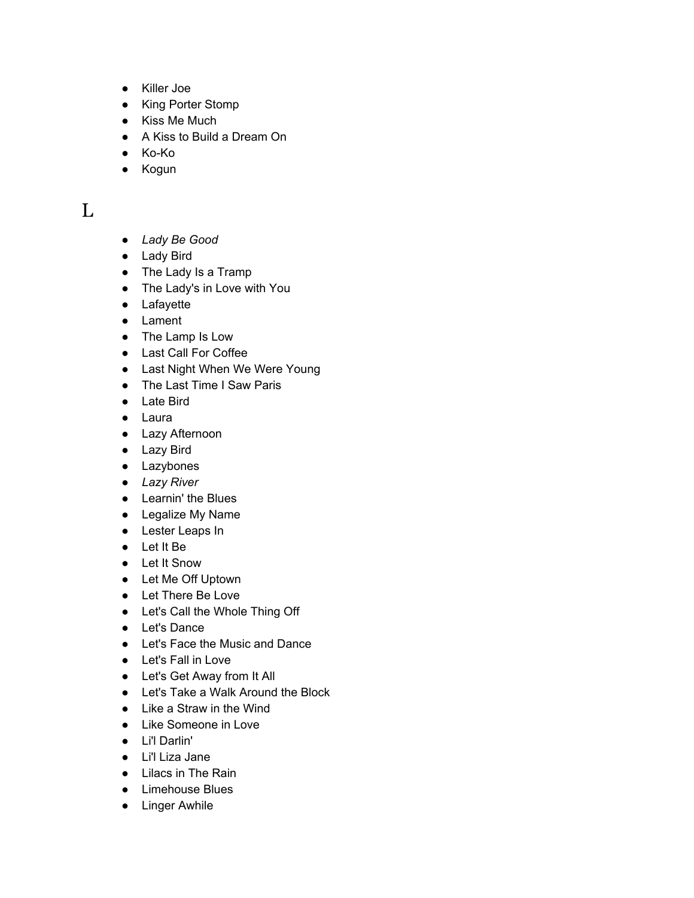- Killer Joe
- King Porter Stomp
- Kiss Me Much
- A Kiss to Build a Dream On
- Ko-Ko
- Kogun

# L

- *Lady Be Good*
- Lady Bird
- The Lady Is a Tramp
- The Lady's in Love with You
- Lafayette
- Lament
- The Lamp Is Low
- Last Call For Coffee
- Last Night When We Were Young
- The Last Time I Saw Paris
- Late Bird
- Laura
- Lazy Afternoon
- Lazy Bird
- Lazybones
- *Lazy River*
- Learnin' the Blues
- Legalize My Name
- Lester Leaps In
- Let It Be
- Let It Snow
- Let Me Off Uptown
- Let There Be Love
- Let's Call the Whole Thing Off
- Let's Dance
- Let's Face the Music and Dance
- Let's Fall in Love
- Let's Get Away from It All
- Let's Take a Walk Around the Block
- Like a Straw in the Wind
- Like Someone in Love
- Li'l Darlin'
- Li'l Liza Jane
- Lilacs in The Rain
- Limehouse Blues
- Linger Awhile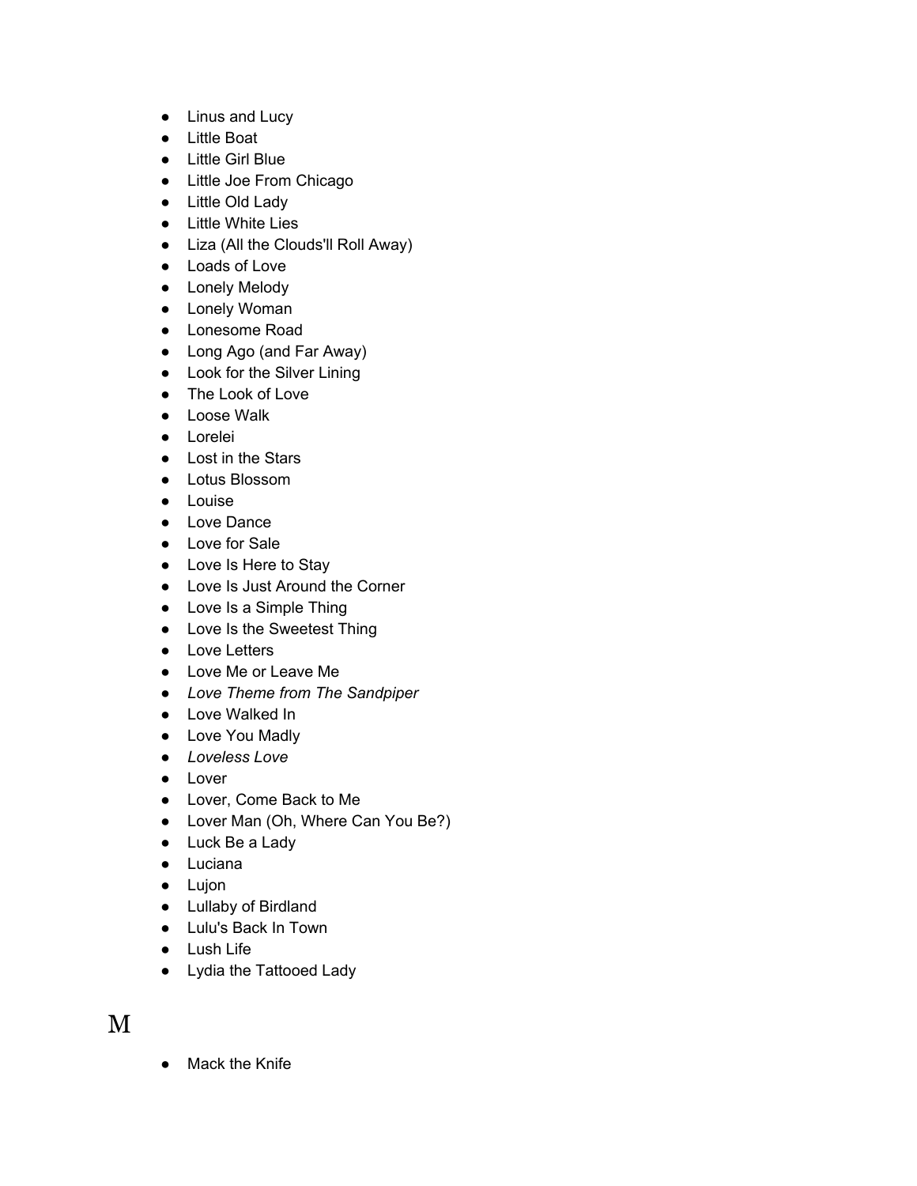- Linus and Lucy
- Little Boat
- Little Girl Blue
- Little Joe From Chicago
- Little Old Lady
- Little White Lies
- Liza (All the Clouds'll Roll Away)
- Loads of Love
- Lonely Melody
- Lonely Woman
- Lonesome Road
- Long Ago (and Far Away)
- Look for the Silver Lining
- The Look of Love
- Loose Walk
- Lorelei
- Lost in the Stars
- Lotus Blossom
- Louise
- Love Dance
- Love for Sale
- Love Is Here to Stay
- Love Is Just Around the Corner
- Love Is a Simple Thing
- Love Is the Sweetest Thing
- Love Letters
- Love Me or Leave Me
- *Love Theme from The Sandpiper*
- Love Walked In
- Love You Madly
- *Loveless Love*
- Lover
- Lover, Come Back to Me
- Lover Man (Oh, Where Can You Be?)
- Luck Be a Lady
- Luciana
- Lujon
- Lullaby of Birdland
- Lulu's Back In Town
- Lush Life
- Lydia the Tattooed Lady

# M

- Mack the Knife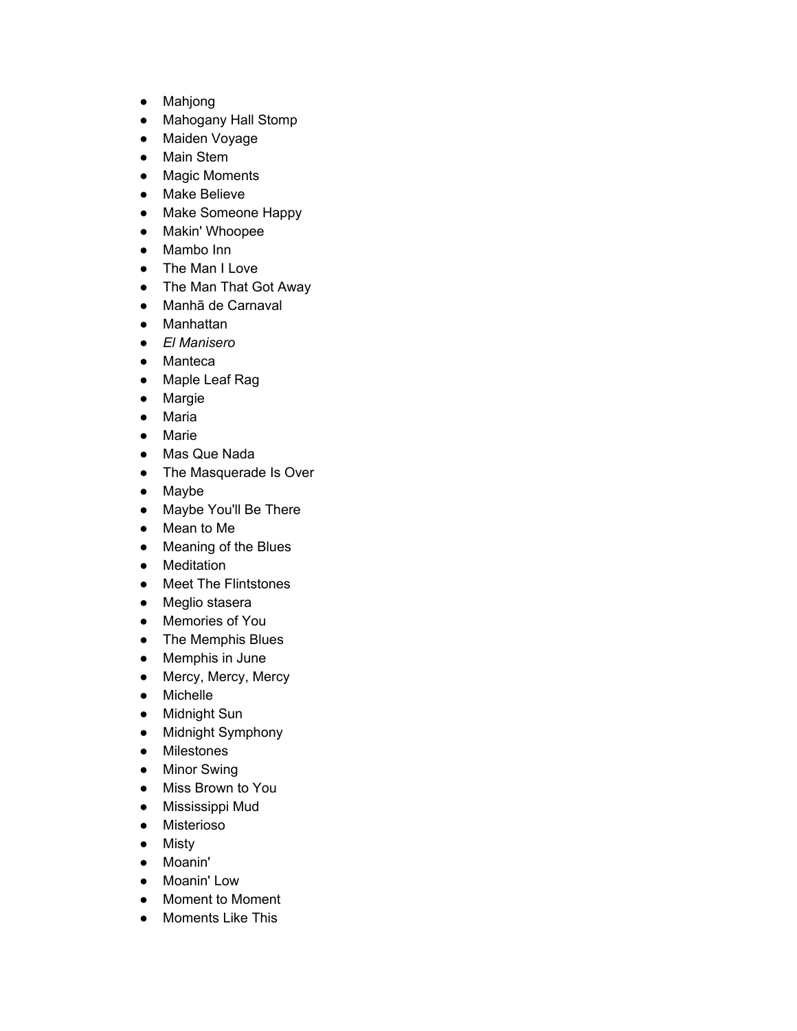- Mahjong
- Mahogany Hall Stomp
- Maiden Voyage
- Main Stem
- Magic Moments
- Make Believe
- Make Someone Happy
- Makin' Whoopee
- Mambo Inn
- The Man I Love
- The Man That Got Away
- Manhã de Carnaval
- Manhattan
- *El Manisero*
- Manteca
- Maple Leaf Rag
- Margie
- Maria
- Marie
- Mas Que Nada
- The Masquerade Is Over
- Maybe
- Maybe You'll Be There
- Mean to Me
- Meaning of the Blues
- Meditation
- Meet The Flintstones
- Meglio stasera
- Memories of You
- The Memphis Blues
- Memphis in June
- Mercy, Mercy, Mercy
- Michelle
- Midnight Sun
- Midnight Symphony
- Milestones
- Minor Swing
- Miss Brown to You
- Mississippi Mud
- Misterioso
- Misty
- Moanin'
- Moanin' Low
- Moment to Moment
- Moments Like This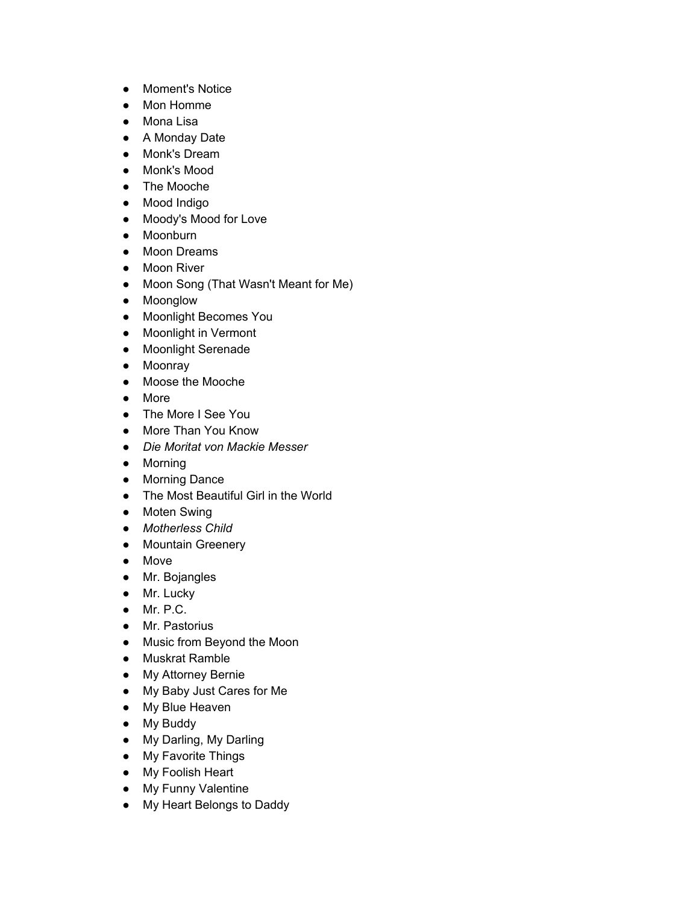- Moment's Notice
- Mon Homme
- Mona Lisa
- A Monday Date
- Monk's Dream
- Monk's Mood
- The Mooche
- Mood Indigo
- Moody's Mood for Love
- Moonburn
- Moon Dreams
- Moon River
- Moon Song (That Wasn't Meant for Me)
- Moonglow
- Moonlight Becomes You
- Moonlight in Vermont
- Moonlight Serenade
- Moonray
- Moose the Mooche
- More
- The More I See You
- More Than You Know
- *Die Moritat von Mackie Messer*
- Morning
- Morning Dance
- The Most Beautiful Girl in the World
- Moten Swing
- *Motherless Child*
- Mountain Greenery
- Move
- Mr. Bojangles
- Mr. Lucky
- Mr. P.C.
- Mr. Pastorius
- Music from Beyond the Moon
- Muskrat Ramble
- My Attorney Bernie
- My Baby Just Cares for Me
- My Blue Heaven
- My Buddy
- My Darling, My Darling
- My Favorite Things
- My Foolish Heart
- My Funny Valentine
- My Heart Belongs to Daddy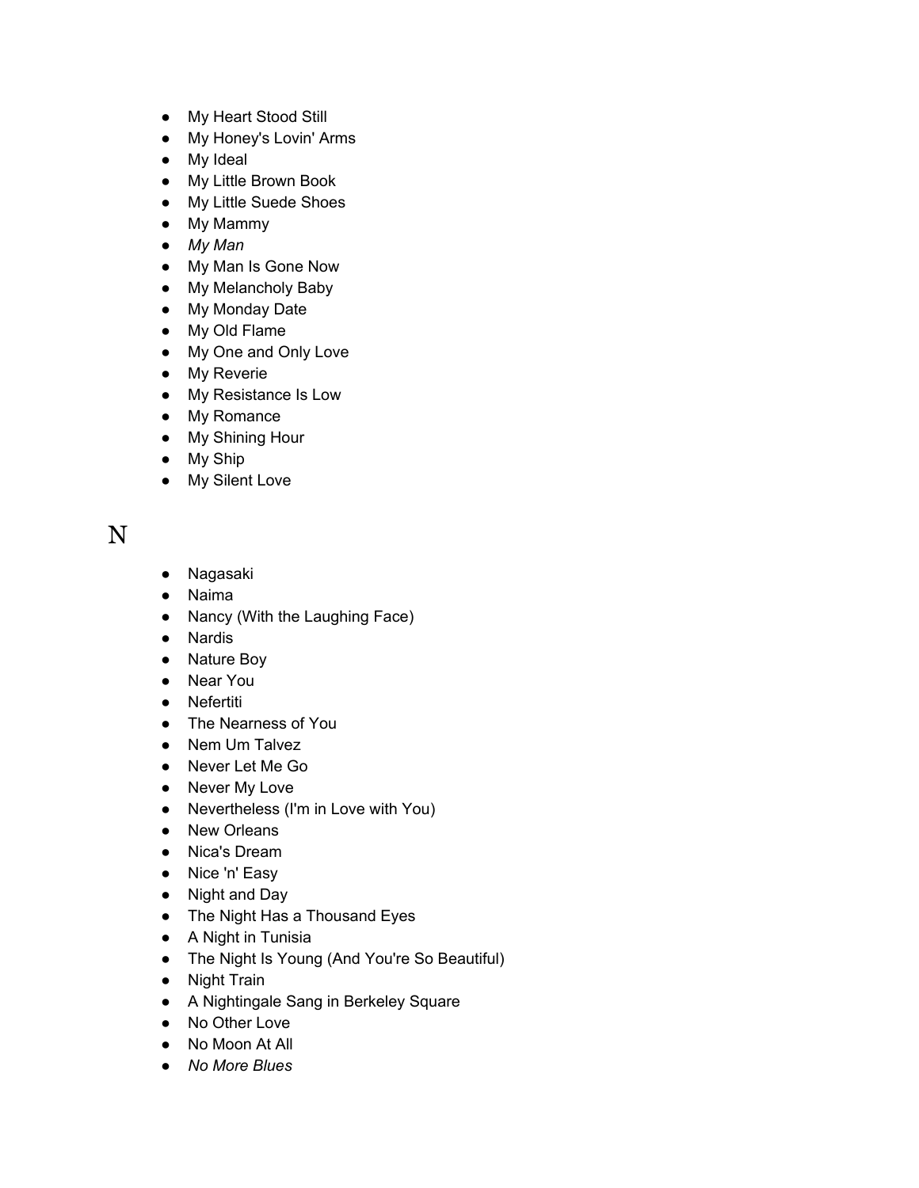- My Heart Stood Still
- My Honey's Lovin' Arms
- My Ideal
- My Little Brown Book
- My Little Suede Shoes
- My Mammy
- *My Man*
- My Man Is Gone Now
- My Melancholy Baby
- My Monday Date
- My Old Flame
- My One and Only Love
- My Reverie
- My Resistance Is Low
- My Romance
- My Shining Hour
- My Ship
- My Silent Love

# N

- Nagasaki
- Naima
- Nancy (With the Laughing Face)
- Nardis
- Nature Boy
- Near You
- Nefertiti
- The Nearness of You
- Nem Um Talvez
- Never Let Me Go
- Never My Love
- Nevertheless (I'm in Love with You)
- New Orleans
- Nica's Dream
- Nice 'n' Easy
- Night and Day
- The Night Has a Thousand Eyes
- A Night in Tunisia
- The Night Is Young (And You're So Beautiful)
- Night Train
- A Nightingale Sang in Berkeley Square
- No Other Love
- No Moon At All
- *No More Blues*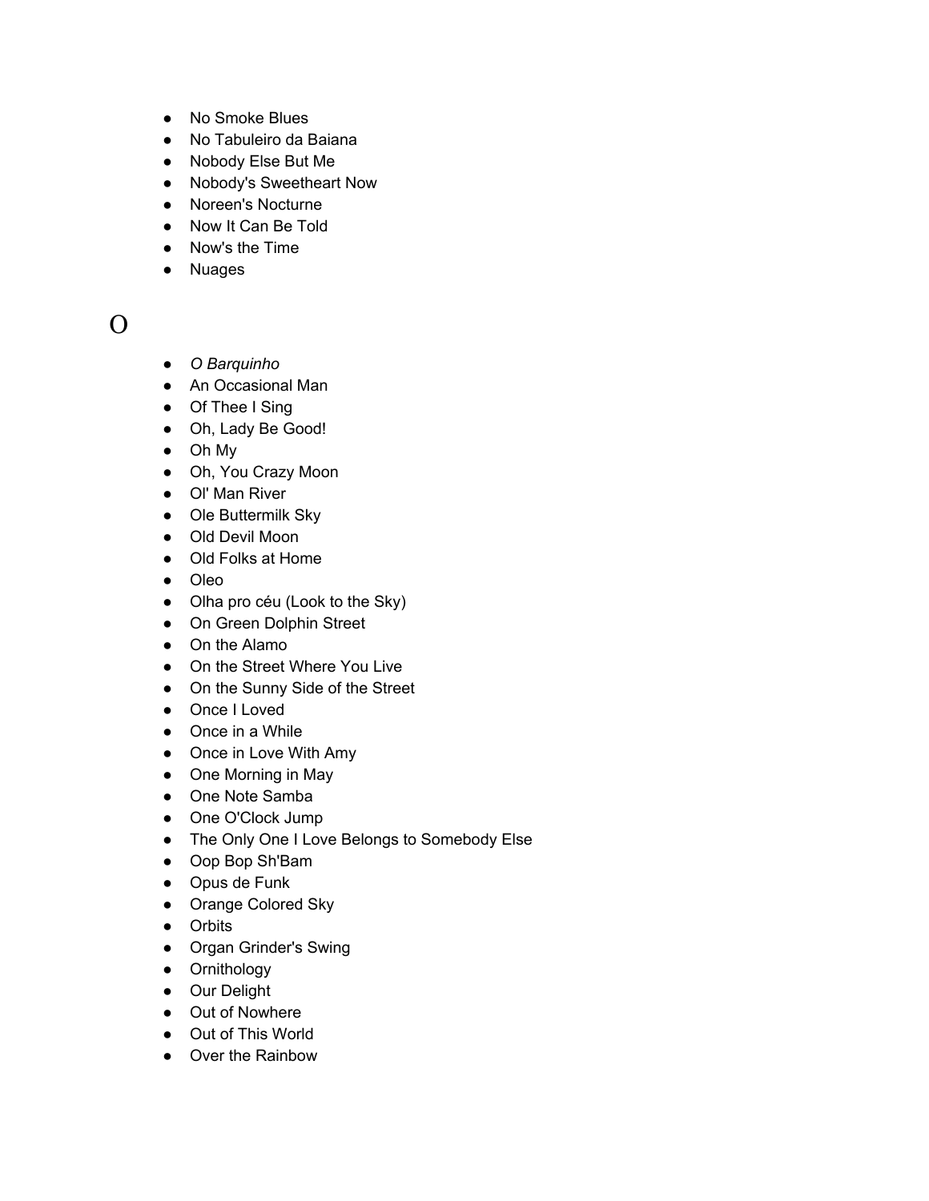- No Smoke Blues
- No Tabuleiro da Baiana
- Nobody Else But Me
- Nobody's Sweetheart Now
- Noreen's Nocturne
- Now It Can Be Told
- Now's the Time
- Nuages

# O

- *O Barquinho*
- An Occasional Man
- Of Thee I Sing
- Oh, Lady Be Good!
- Oh My
- Oh, You Crazy Moon
- Ol' Man River
- Ole Buttermilk Sky
- Old Devil Moon
- Old Folks at Home
- Oleo
- Olha pro céu (Look to the Sky)
- On Green Dolphin Street
- On the Alamo
- On the Street Where You Live
- On the Sunny Side of the Street
- Once I Loved
- Once in a While
- Once in Love With Amy
- One Morning in May
- One Note Samba
- One O'Clock Jump
- The Only One I Love Belongs to Somebody Else
- Oop Bop Sh'Bam
- Opus de Funk
- Orange Colored Sky
- Orbits
- Organ Grinder's Swing
- Ornithology
- Our Delight
- Out of Nowhere
- Out of This World
- Over the Rainbow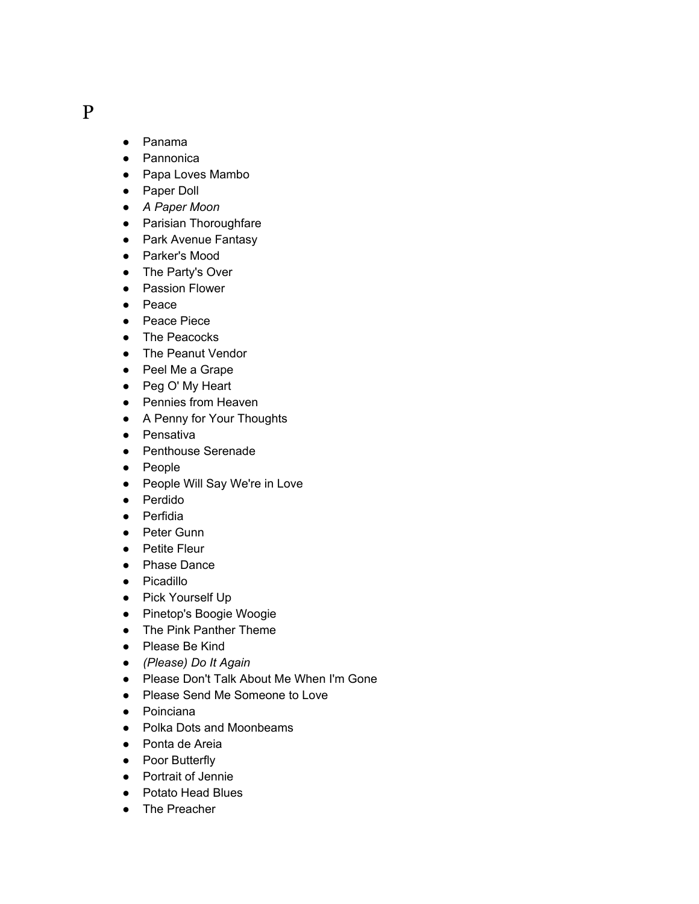# P

- Panama
- Pannonica
- Papa Loves Mambo
- Paper Doll
- *A Paper Moon*
- Parisian Thoroughfare
- Park Avenue Fantasy
- Parker's Mood
- The Party's Over
- Passion Flower
- Peace
- Peace Piece
- The Peacocks
- The Peanut Vendor
- Peel Me a Grape
- Peg O' My Heart
- Pennies from Heaven
- A Penny for Your Thoughts
- Pensativa
- Penthouse Serenade
- People
- People Will Say We're in Love
- Perdido
- Perfidia
- Peter Gunn
- Petite Fleur
- Phase Dance
- Picadillo
- Pick Yourself Up
- Pinetop's Boogie Woogie
- The Pink Panther Theme
- Please Be Kind
- *(Please) Do It Again*
- Please Don't Talk About Me When I'm Gone
- Please Send Me Someone to Love
- Poinciana
- Polka Dots and Moonbeams
- Ponta de Areia
- Poor Butterfly
- Portrait of Jennie
- Potato Head Blues
- The Preacher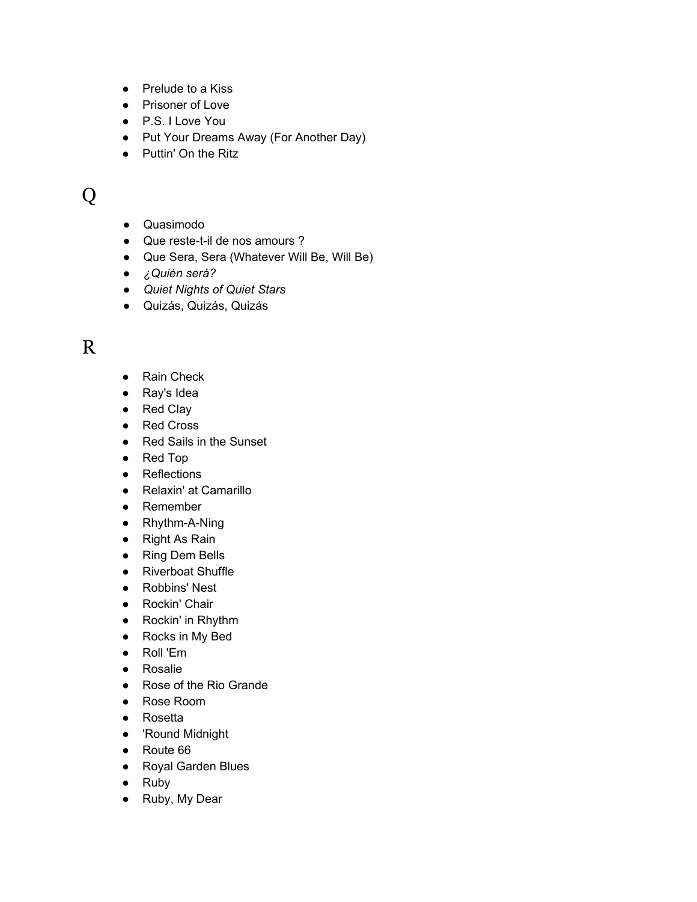- Prelude to a Kiss
- Prisoner of Love
- P.S. I Love You
- Put Your Dreams Away (For Another Day)
- Puttin' On the Ritz

# Q

- Quasimodo
- Que reste-t-il de nos amours ?
- Que Sera, Sera (Whatever Will Be, Will Be)
- *¿Quién será?*
- *Quiet Nights of Quiet Stars*
- Quizás, Quizás, Quizás

# R

- Rain Check
- Ray's Idea
- Red Clay
- Red Cross
- Red Sails in the Sunset
- Red Top
- Reflections
- Relaxin' at Camarillo
- Remember
- Rhythm-A-Ning
- Right As Rain
- Ring Dem Bells
- Riverboat Shuffle
- Robbins' Nest
- Rockin' Chair
- Rockin' in Rhythm
- Rocks in My Bed
- Roll 'Em
- Rosalie
- Rose of the Rio Grande
- Rose Room
- Rosetta
- 'Round Midnight
- Route 66
- Royal Garden Blues
- Ruby
- Ruby, My Dear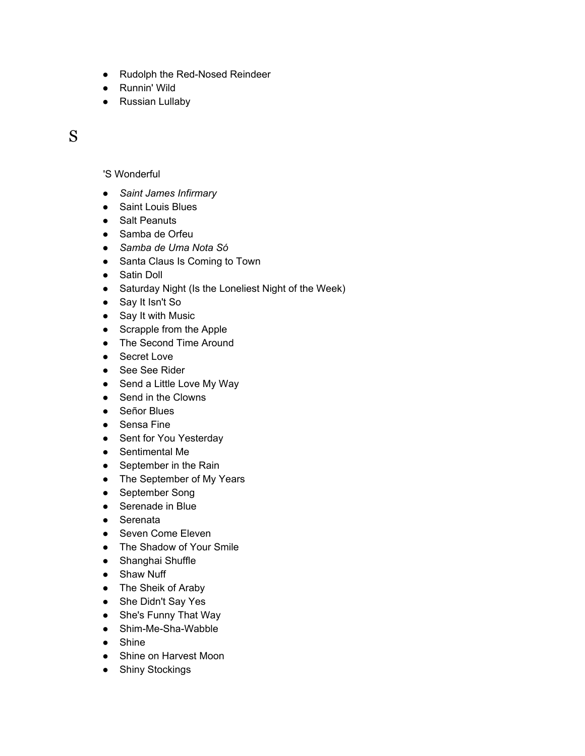- Rudolph the Red-Nosed Reindeer
- Runnin' Wild
- Russian Lullaby

# S

'S Wonderful

- *Saint James Infirmary*
- Saint Louis Blues
- Salt Peanuts
- Samba de Orfeu
- *Samba de Uma Nota Só*
- Santa Claus Is Coming to Town
- Satin Doll
- Saturday Night (Is the Loneliest Night of the Week)
- Say It Isn't So
- Say It with Music
- Scrapple from the Apple
- The Second Time Around
- Secret Love
- See See Rider
- Send a Little Love My Way
- Send in the Clowns
- Señor Blues
- Sensa Fine
- Sent for You Yesterday
- Sentimental Me
- September in the Rain
- The September of My Years
- September Song
- Serenade in Blue
- Serenata
- Seven Come Eleven
- The Shadow of Your Smile
- Shanghai Shuffle
- Shaw Nuff
- The Sheik of Araby
- She Didn't Say Yes
- She's Funny That Way
- Shim-Me-Sha-Wabble
- Shine
- Shine on Harvest Moon
- Shiny Stockings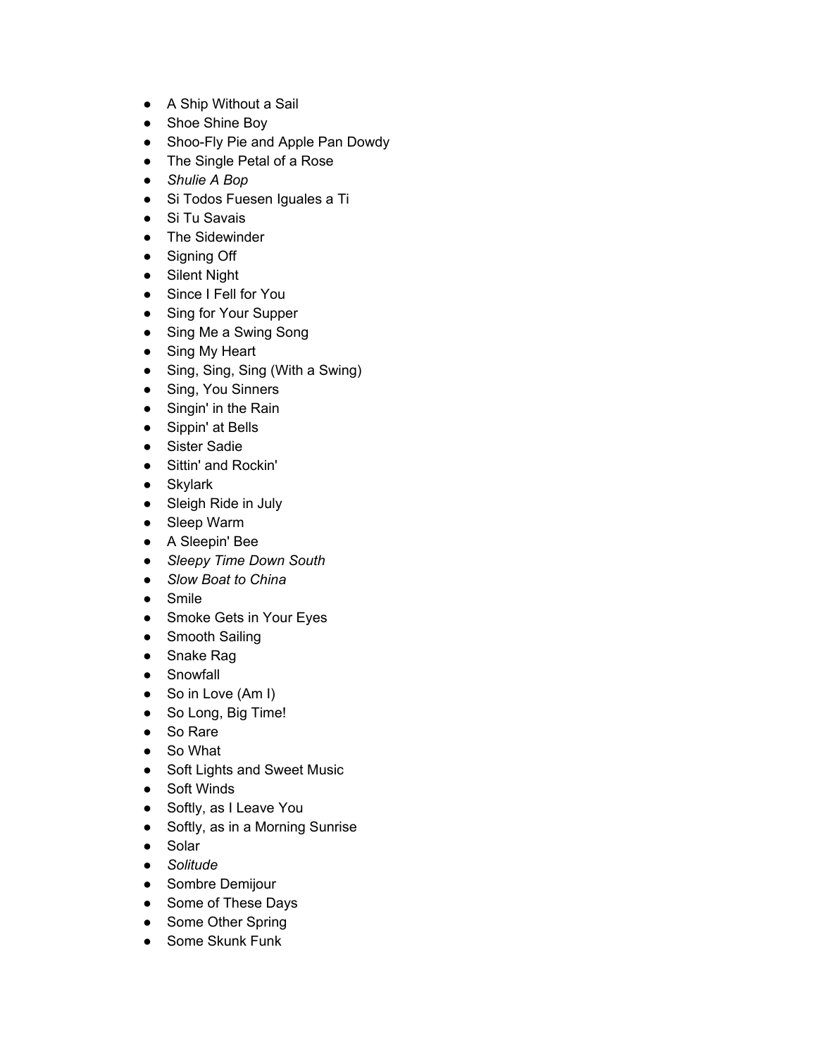- A Ship Without a Sail
- Shoe Shine Boy
- Shoo-Fly Pie and Apple Pan Dowdy
- The Single Petal of a Rose
- *Shulie A Bop*
- Si Todos Fuesen Iguales a Ti
- Si Tu Savais
- The Sidewinder
- Signing Off
- Silent Night
- Since I Fell for You
- Sing for Your Supper
- Sing Me a Swing Song
- Sing My Heart
- Sing, Sing, Sing (With a Swing)
- Sing, You Sinners
- Singin' in the Rain
- Sippin' at Bells
- Sister Sadie
- Sittin' and Rockin'
- Skylark
- Sleigh Ride in July
- Sleep Warm
- A Sleepin' Bee
- *Sleepy Time Down South*
- *Slow Boat to China*
- Smile
- Smoke Gets in Your Eyes
- Smooth Sailing
- Snake Rag
- Snowfall
- So in Love (Am I)
- So Long, Big Time!
- So Rare
- So What
- Soft Lights and Sweet Music
- Soft Winds
- Softly, as I Leave You
- Softly, as in a Morning Sunrise
- Solar
- *Solitude*
- Sombre Demijour
- Some of These Days
- Some Other Spring
- Some Skunk Funk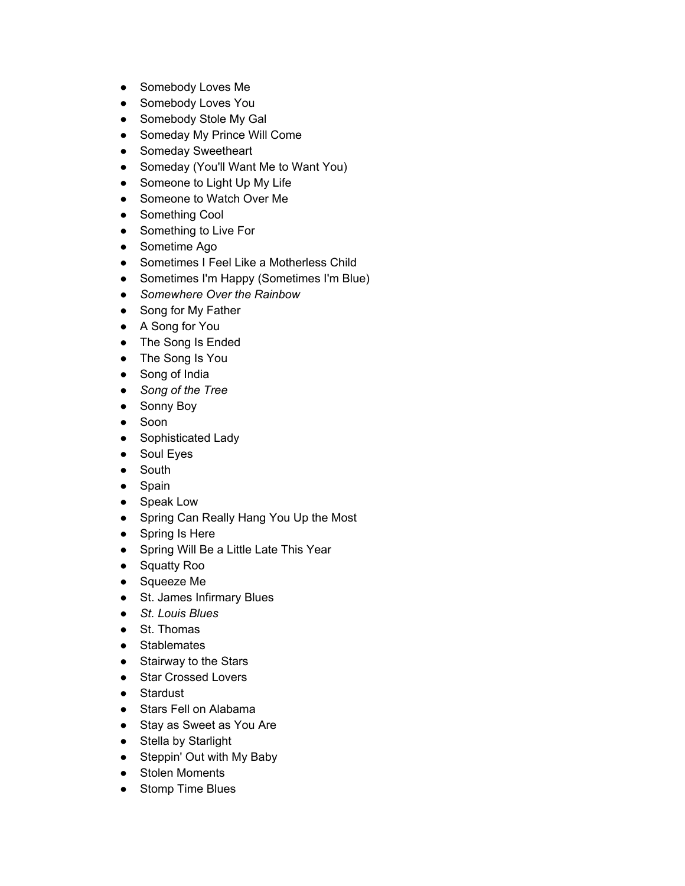- Somebody Loves Me
- Somebody Loves You
- Somebody Stole My Gal
- Someday My Prince Will Come
- Someday Sweetheart
- Someday (You'll Want Me to Want You)
- Someone to Light Up My Life
- Someone to Watch Over Me
- Something Cool
- Something to Live For
- Sometime Ago
- Sometimes I Feel Like a Motherless Child
- Sometimes I'm Happy (Sometimes I'm Blue)
- *Somewhere Over the Rainbow*
- Song for My Father
- A Song for You
- The Song Is Ended
- The Song Is You
- Song of India
- *Song of the Tree*
- Sonny Boy
- Soon
- Sophisticated Lady
- Soul Eyes
- South
- Spain
- Speak Low
- Spring Can Really Hang You Up the Most
- Spring Is Here
- Spring Will Be a Little Late This Year
- Squatty Roo
- Squeeze Me
- St. James Infirmary Blues
- *St. Louis Blues*
- St. Thomas
- Stablemates
- Stairway to the Stars
- Star Crossed Lovers
- Stardust
- Stars Fell on Alabama
- Stay as Sweet as You Are
- Stella by Starlight
- Steppin' Out with My Baby
- Stolen Moments
- Stomp Time Blues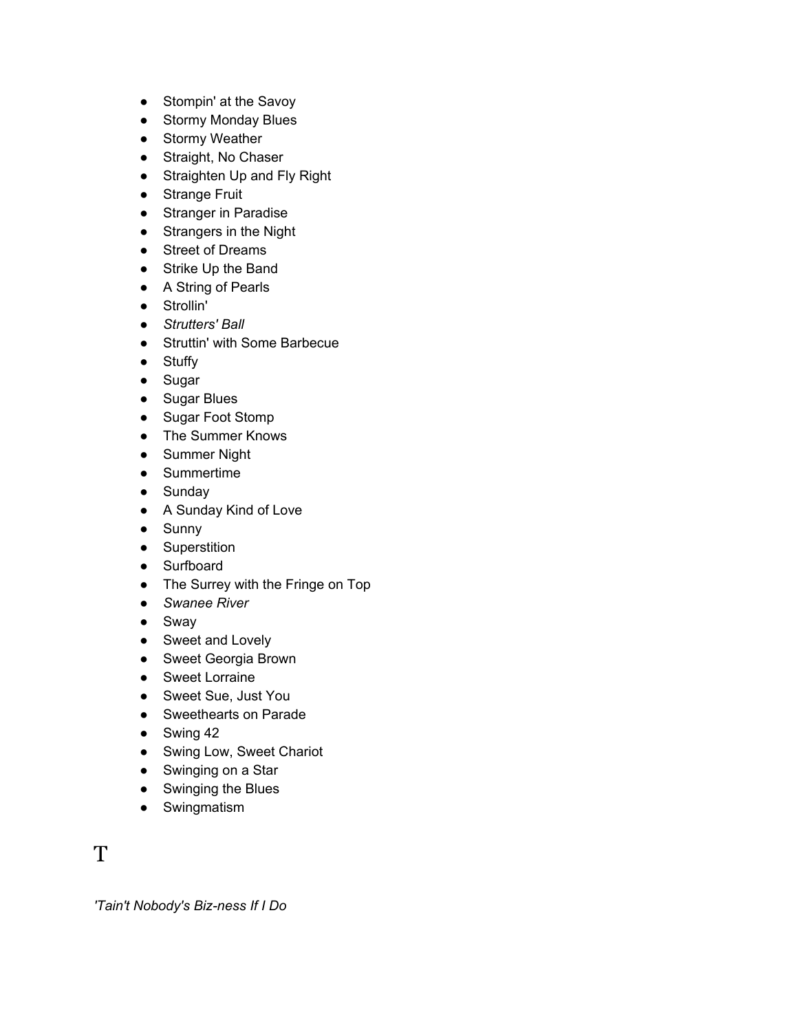- Stompin' at the Savoy
- Stormy Monday Blues
- Stormy Weather
- Straight, No Chaser
- Straighten Up and Fly Right
- Strange Fruit
- Stranger in Paradise
- Strangers in the Night
- Street of Dreams
- Strike Up the Band
- A String of Pearls
- Strollin'
- *Strutters' Ball*
- Struttin' with Some Barbecue
- Stuffy
- Sugar
- Sugar Blues
- Sugar Foot Stomp
- The Summer Knows
- Summer Night
- Summertime
- Sunday
- A Sunday Kind of Love
- Sunny
- Superstition
- Surfboard
- The Surrey with the Fringe on Top
- *Swanee River*
- Sway
- Sweet and Lovely
- Sweet Georgia Brown
- Sweet Lorraine
- Sweet Sue, Just You
- Sweethearts on Parade
- Swing 42
- Swing Low, Sweet Chariot
- Swinging on a Star
- Swinging the Blues
- Swingmatism

# T

*'Tain't Nobody's Biz-ness If I Do*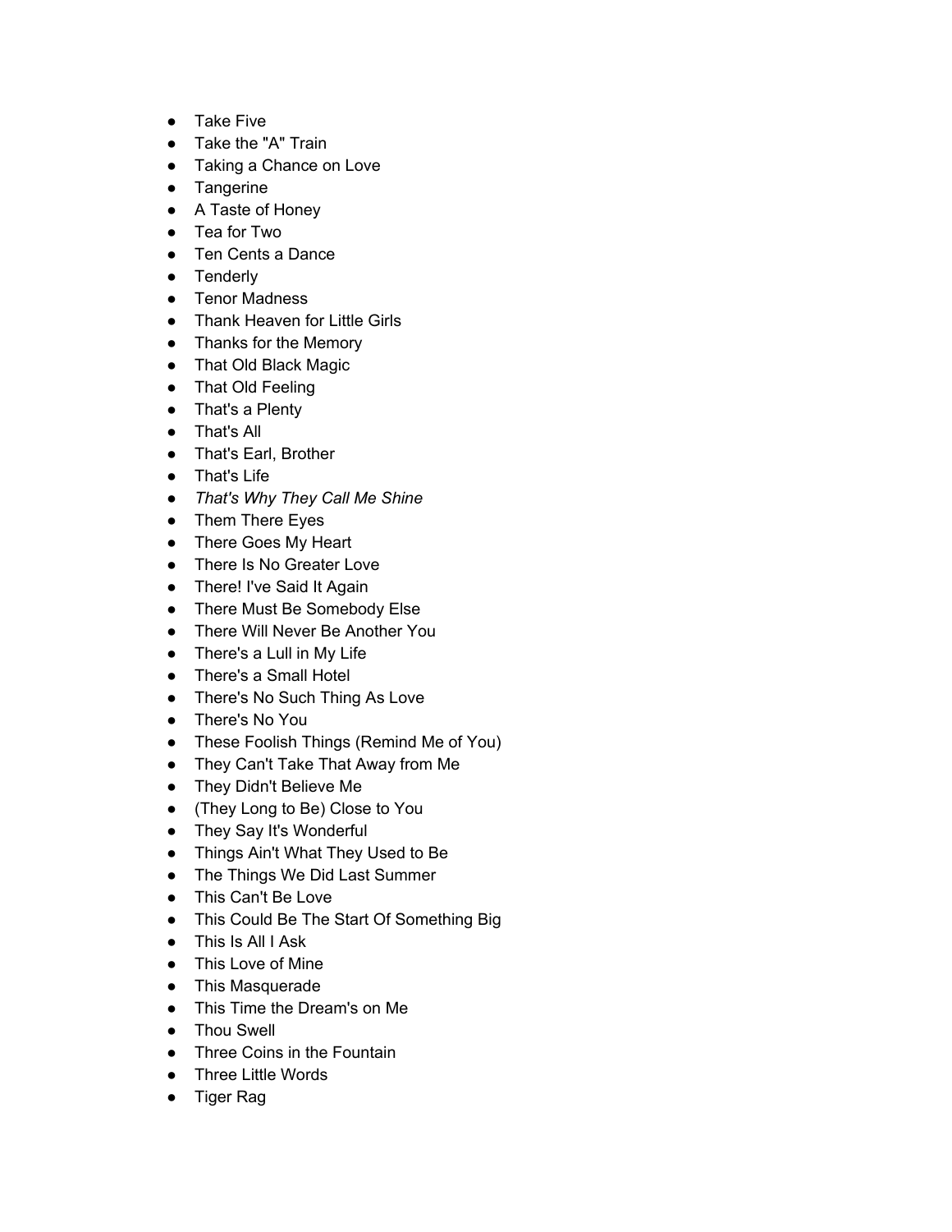- Take Five
- Take the "A" Train
- Taking a Chance on Love
- Tangerine
- A Taste of Honey
- Tea for Two
- Ten Cents a Dance
- Tenderly
- Tenor Madness
- Thank Heaven for Little Girls
- Thanks for the Memory
- That Old Black Magic
- That Old Feeling
- That's a Plenty
- That's All
- That's Earl, Brother
- That's Life
- *That's Why They Call Me Shine*
- Them There Eyes
- There Goes My Heart
- There Is No Greater Love
- There! I've Said It Again
- There Must Be Somebody Else
- There Will Never Be Another You
- There's a Lull in My Life
- There's a Small Hotel
- There's No Such Thing As Love
- There's No You
- These Foolish Things (Remind Me of You)
- They Can't Take That Away from Me
- They Didn't Believe Me
- (They Long to Be) Close to You
- They Say It's Wonderful
- Things Ain't What They Used to Be
- The Things We Did Last Summer
- This Can't Be Love
- This Could Be The Start Of Something Big
- This Is All I Ask
- This Love of Mine
- This Masquerade
- This Time the Dream's on Me
- Thou Swell
- Three Coins in the Fountain
- Three Little Words
- Tiger Rag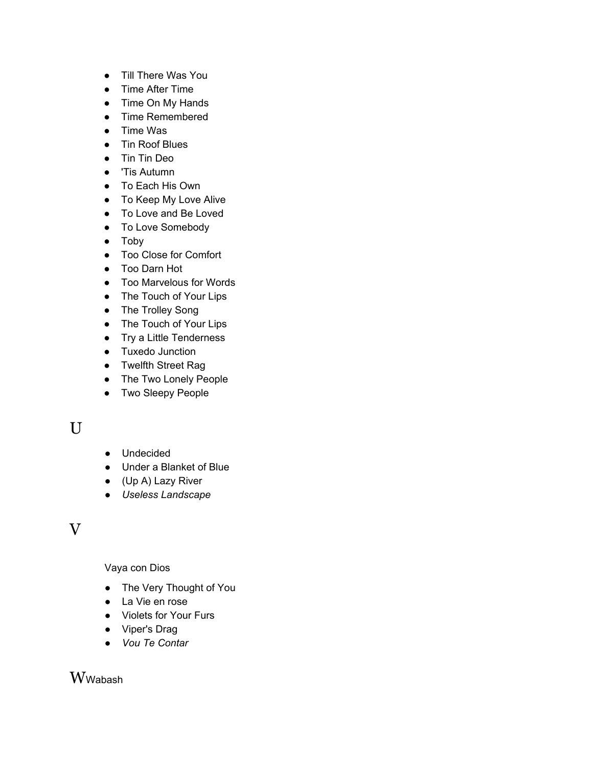- Till There Was You
- Time After Time
- Time On My Hands
- Time Remembered
- Time Was
- Tin Roof Blues
- Tin Tin Deo
- 'Tis Autumn
- To Each His Own
- To Keep My Love Alive
- To Love and Be Loved
- To Love Somebody
- Toby
- Too Close for Comfort
- Too Darn Hot
- Too Marvelous for Words
- The Touch of Your Lips
- The Trolley Song
- The Touch of Your Lips
- Try a Little Tenderness
- Tuxedo Junction
- Twelfth Street Rag
- The Two Lonely People
- Two Sleepy People

# U

- Undecided
- Under a Blanket of Blue
- (Up A) Lazy River
- *Useless Landscape*

# V

Vaya con Dios

- The Very Thought of You
- La Vie en rose
- Violets for Your Furs
- Viper's Drag
- *Vou Te Contar*

# W

Wabash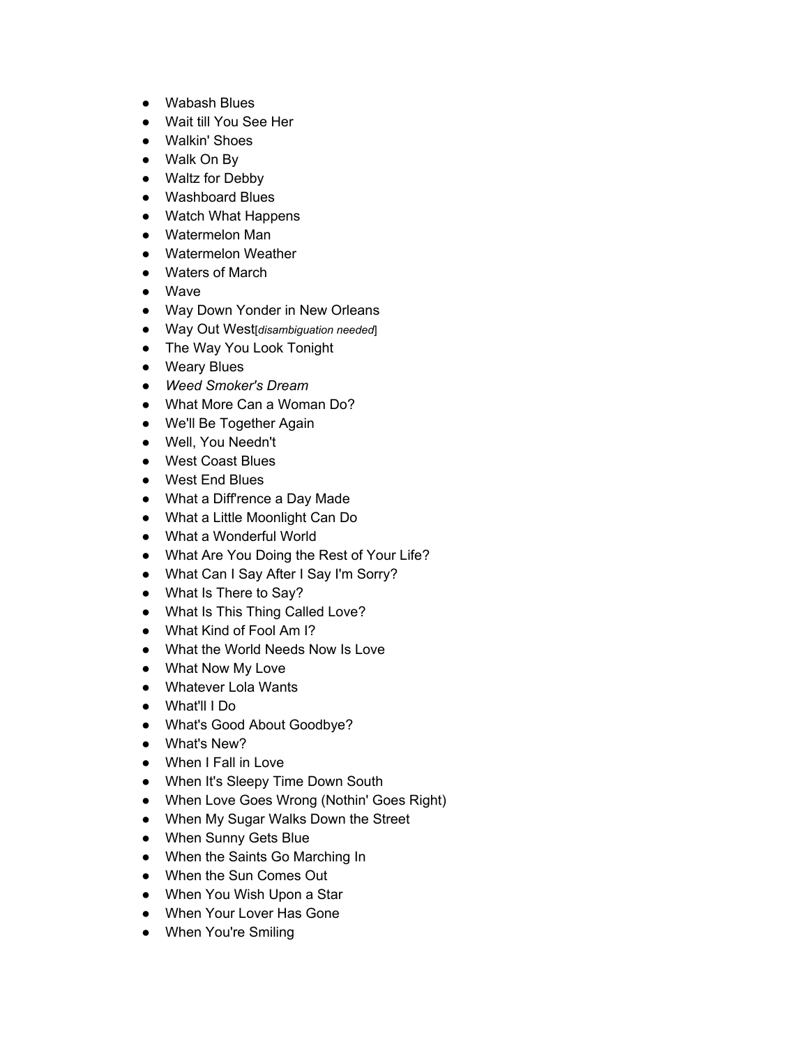- Wabash Blues
- Wait till You See Her
- Walkin' Shoes
- Walk On By
- Waltz for Debby
- Washboard Blues
- Watch What Happens
- Watermelon Man
- Watermelon Weather
- Waters of March
- Wave
- Way Down Yonder in New Orleans
- Way Out West[*disambiguation needed*]
- The Way You Look Tonight
- Weary Blues
- *Weed Smoker's Dream*
- What More Can a Woman Do?
- We'll Be Together Again
- Well, You Needn't
- West Coast Blues
- West End Blues
- What a Diff'rence a Day Made
- What a Little Moonlight Can Do
- What a Wonderful World
- What Are You Doing the Rest of Your Life?
- What Can I Say After I Say I'm Sorry?
- What Is There to Say?
- What Is This Thing Called Love?
- What Kind of Fool Am I?
- What the World Needs Now Is Love
- What Now My Love
- Whatever Lola Wants
- What'll I Do
- What's Good About Goodbye?
- What's New?
- When I Fall in Love
- When It's Sleepy Time Down South
- When Love Goes Wrong (Nothin' Goes Right)
- When My Sugar Walks Down the Street
- When Sunny Gets Blue
- When the Saints Go Marching In
- When the Sun Comes Out
- When You Wish Upon a Star
- When Your Lover Has Gone
- When You're Smiling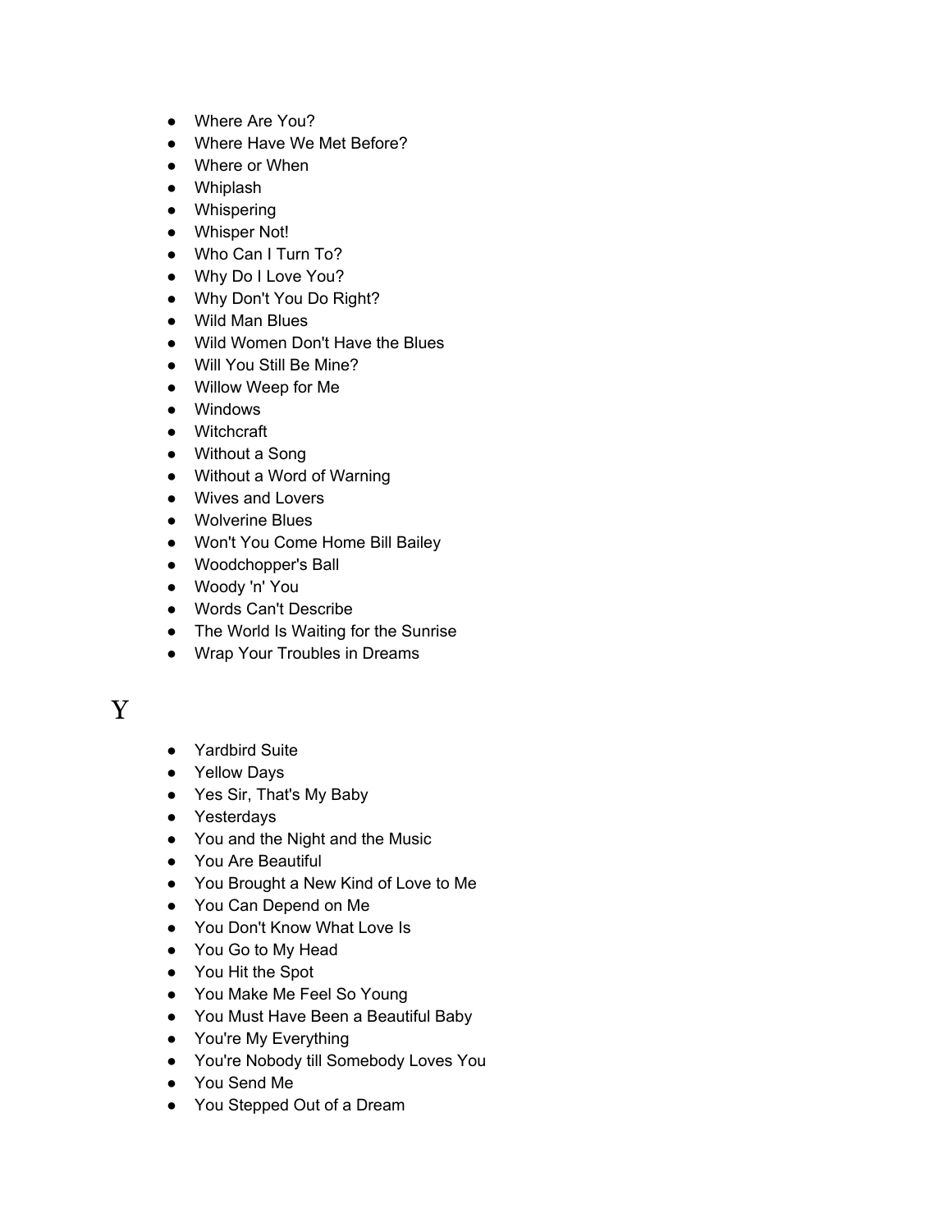- Where Are You?
- Where Have We Met Before?
- Where or When
- Whiplash
- Whispering
- Whisper Not!
- Who Can I Turn To?
- Why Do I Love You?
- Why Don't You Do Right?
- Wild Man Blues
- Wild Women Don't Have the Blues
- Will You Still Be Mine?
- Willow Weep for Me
- Windows
- Witchcraft
- Without a Song
- Without a Word of Warning
- Wives and Lovers
- Wolverine Blues
- Won't You Come Home Bill Bailey
- Woodchopper's Ball
- Woody 'n' You
- Words Can't Describe
- The World Is Waiting for the Sunrise
- Wrap Your Troubles in Dreams

# Y

- Yardbird Suite
- Yellow Days
- Yes Sir, That's My Baby
- Yesterdays
- You and the Night and the Music
- You Are Beautiful
- You Brought a New Kind of Love to Me
- You Can Depend on Me
- You Don't Know What Love Is
- You Go to My Head
- You Hit the Spot
- You Make Me Feel So Young
- You Must Have Been a Beautiful Baby
- You're My Everything
- You're Nobody till Somebody Loves You
- You Send Me
- You Stepped Out of a Dream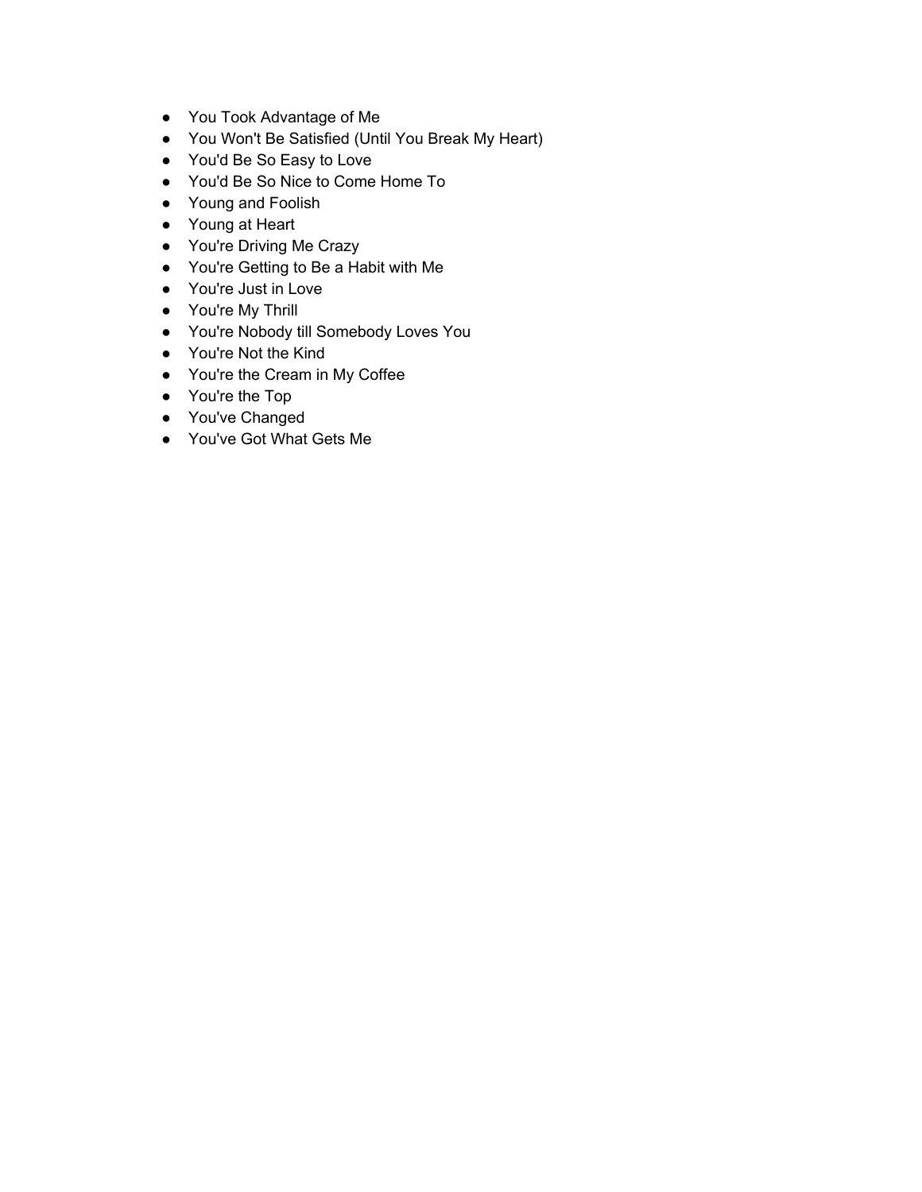- You Took Advantage of Me
- You Won't Be Satisfied (Until You Break My Heart)
- You'd Be So Easy to Love
- You'd Be So Nice to Come Home To
- Young and Foolish
- Young at Heart
- You're Driving Me Crazy
- You're Getting to Be a Habit with Me
- You're Just in Love
- You're My Thrill
- You're Nobody till Somebody Loves You
- You're Not the Kind
- You're the Cream in My Coffee
- You're the Top
- You've Changed
- You've Got What Gets Me